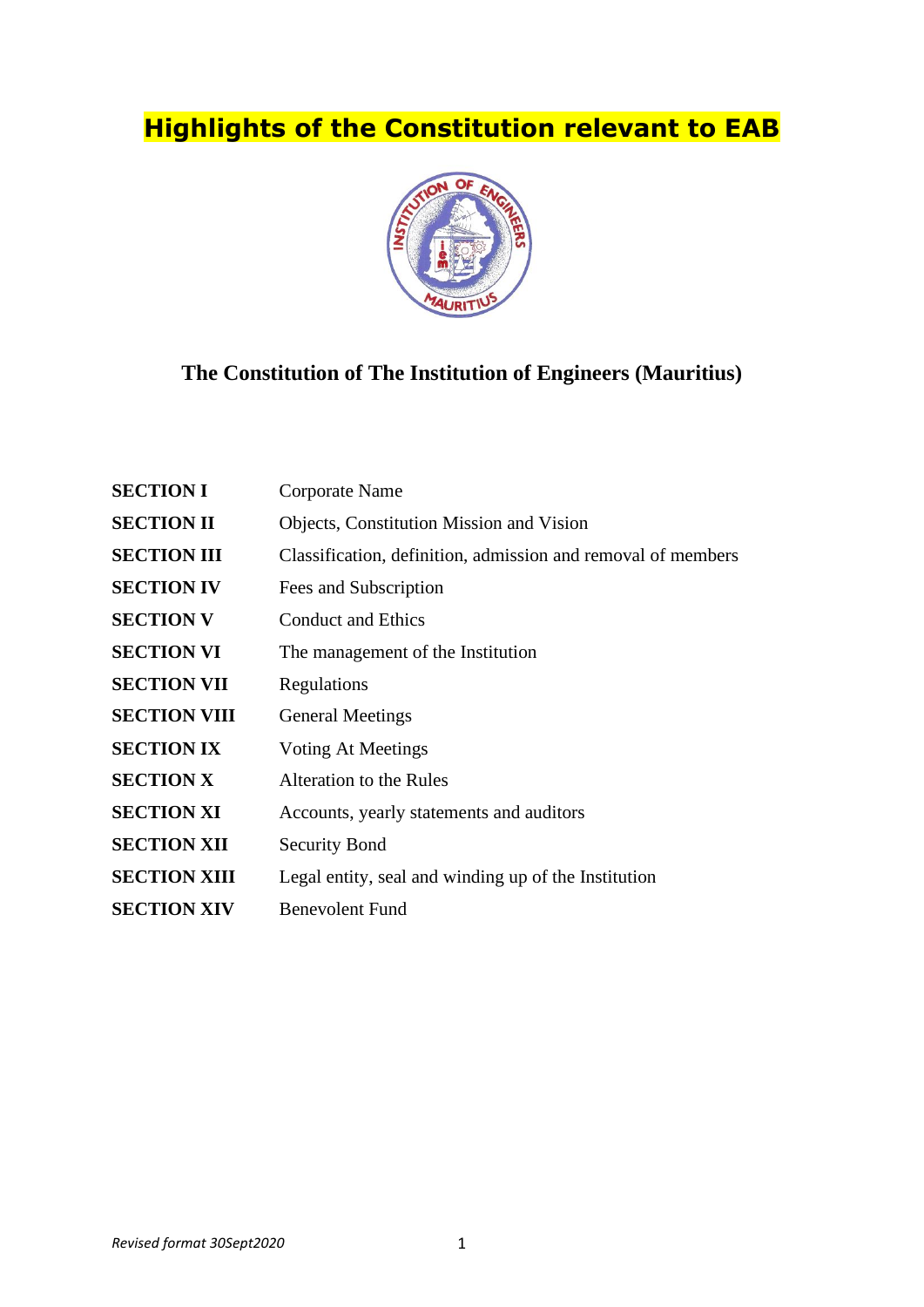# Highlights of the Constitution relevant to EAB

## The Constitution of The Institution of Engineers (Mauritius)

| | |
|---|---|
| **SECTION I** | Corporate Name |
| **SECTION II** | Objects, Constitution Mission and Vision |
| **SECTION III** | Classification, definition, admission and removal of members |
| **SECTION IV** | Fees and Subscription |
| **SECTION V** | Conduct and Ethics |
| **SECTION VI** | The management of the Institution |
| **SECTION VII** | Regulations |
| **SECTION VIII** | General Meetings |
| **SECTION IX** | Voting At Meetings |
| **SECTION X** | Alteration to the Rules |
| **SECTION XI** | Accounts, yearly statements and auditors |
| **SECTION XII** | Security Bond |
| **SECTION XIII** | Legal entity, seal and winding up of the Institution |
| **SECTION XIV** | Benevolent Fund |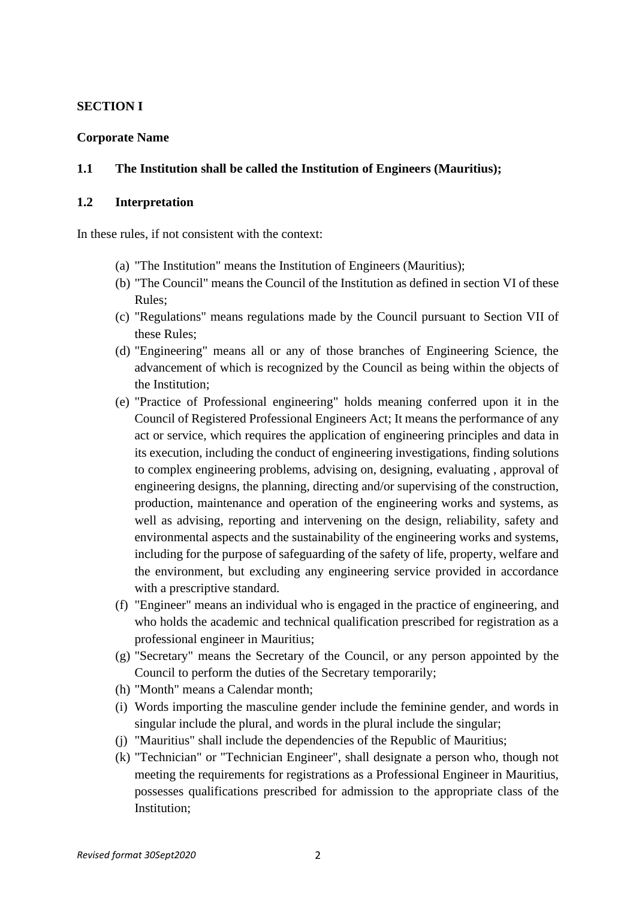**SECTION I**

**Corporate Name**

**1.1 The Institution shall be called the Institution of Engineers (Mauritius);**

**1.2 Interpretation**

In these rules, if not consistent with the context:

(a) "The Institution" means the Institution of Engineers (Mauritius);

(b) "The Council" means the Council of the Institution as defined in section VI of these Rules;

(c) "Regulations" means regulations made by the Council pursuant to Section VII of these Rules;

(d) "Engineering" means all or any of those branches of Engineering Science, the advancement of which is recognized by the Council as being within the objects of the Institution;

(e) "Practice of Professional engineering" holds meaning conferred upon it in the Council of Registered Professional Engineers Act; It means the performance of any act or service, which requires the application of engineering principles and data in its execution, including the conduct of engineering investigations, finding solutions to complex engineering problems, advising on, designing, evaluating , approval of engineering designs, the planning, directing and/or supervising of the construction, production, maintenance and operation of the engineering works and systems, as well as advising, reporting and intervening on the design, reliability, safety and environmental aspects and the sustainability of the engineering works and systems, including for the purpose of safeguarding of the safety of life, property, welfare and the environment, but excluding any engineering service provided in accordance with a prescriptive standard.

(f) "Engineer" means an individual who is engaged in the practice of engineering, and who holds the academic and technical qualification prescribed for registration as a professional engineer in Mauritius;

(g) "Secretary" means the Secretary of the Council, or any person appointed by the Council to perform the duties of the Secretary temporarily;

(h) "Month" means a Calendar month;

(i) Words importing the masculine gender include the feminine gender, and words in singular include the plural, and words in the plural include the singular;

(j) "Mauritius" shall include the dependencies of the Republic of Mauritius;

(k) "Technician" or "Technician Engineer", shall designate a person who, though not meeting the requirements for registrations as a Professional Engineer in Mauritius, possesses qualifications prescribed for admission to the appropriate class of the Institution;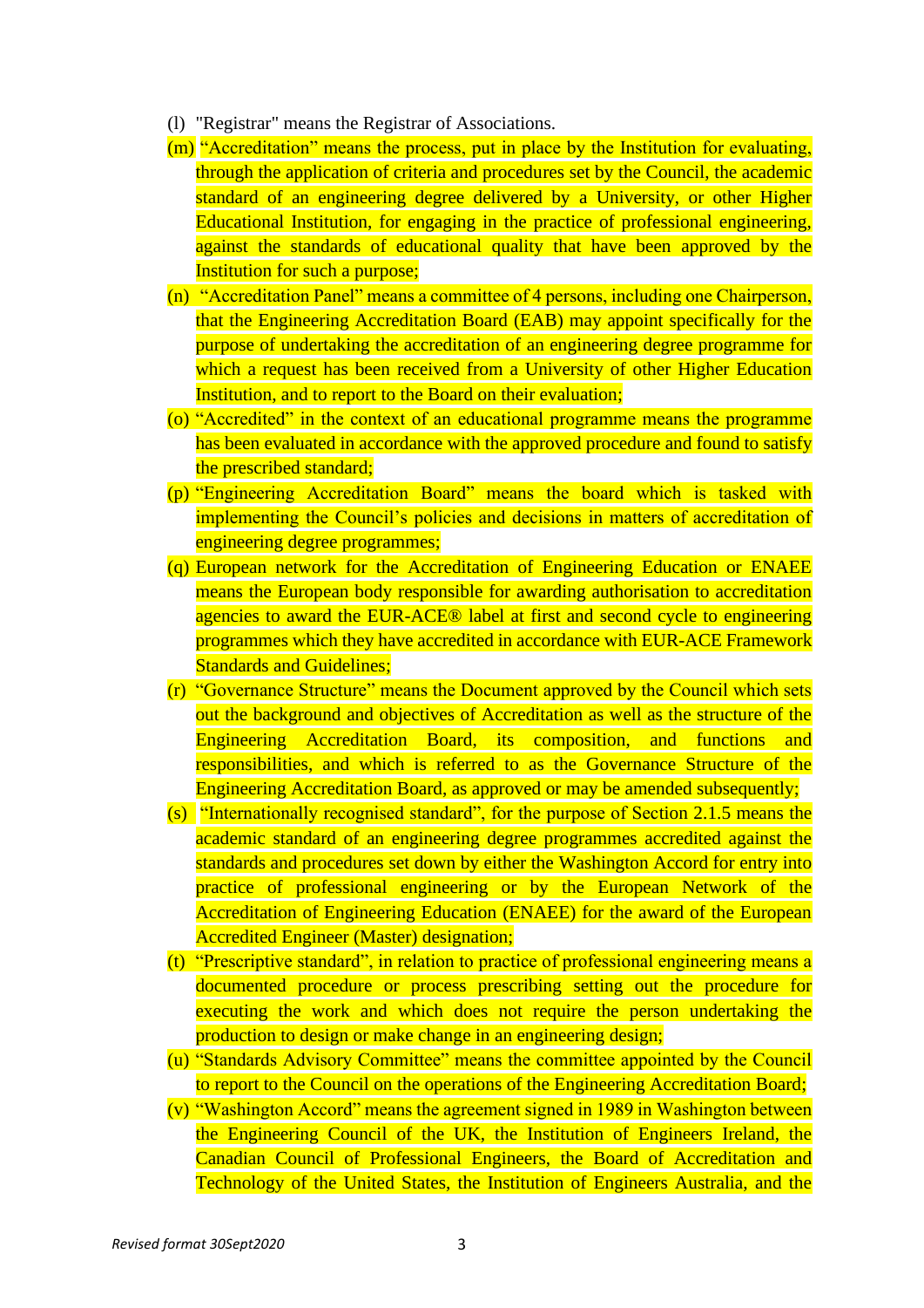(l) "Registrar" means the Registrar of Associations.

(m) "Accreditation" means the process, put in place by the Institution for evaluating, through the application of criteria and procedures set by the Council, the academic standard of an engineering degree delivered by a University, or other Higher Educational Institution, for engaging in the practice of professional engineering, against the standards of educational quality that have been approved by the Institution for such a purpose;

(n) "Accreditation Panel" means a committee of 4 persons, including one Chairperson, that the Engineering Accreditation Board (EAB) may appoint specifically for the purpose of undertaking the accreditation of an engineering degree programme for which a request has been received from a University of other Higher Education Institution, and to report to the Board on their evaluation;

(o) "Accredited" in the context of an educational programme means the programme has been evaluated in accordance with the approved procedure and found to satisfy the prescribed standard;

(p) "Engineering Accreditation Board" means the board which is tasked with implementing the Council's policies and decisions in matters of accreditation of engineering degree programmes;

(q) European network for the Accreditation of Engineering Education or ENAEE means the European body responsible for awarding authorisation to accreditation agencies to award the EUR-ACE® label at first and second cycle to engineering programmes which they have accredited in accordance with EUR-ACE Framework Standards and Guidelines;

(r) "Governance Structure" means the Document approved by the Council which sets out the background and objectives of Accreditation as well as the structure of the Engineering Accreditation Board, its composition, and functions and responsibilities, and which is referred to as the Governance Structure of the Engineering Accreditation Board, as approved or may be amended subsequently;

(s) "Internationally recognised standard", for the purpose of Section 2.1.5 means the academic standard of an engineering degree programmes accredited against the standards and procedures set down by either the Washington Accord for entry into practice of professional engineering or by the European Network of the Accreditation of Engineering Education (ENAEE) for the award of the European Accredited Engineer (Master) designation;

(t) "Prescriptive standard", in relation to practice of professional engineering means a documented procedure or process prescribing setting out the procedure for executing the work and which does not require the person undertaking the production to design or make change in an engineering design;

(u) "Standards Advisory Committee" means the committee appointed by the Council to report to the Council on the operations of the Engineering Accreditation Board;

(v) "Washington Accord" means the agreement signed in 1989 in Washington between the Engineering Council of the UK, the Institution of Engineers Ireland, the Canadian Council of Professional Engineers, the Board of Accreditation and Technology of the United States, the Institution of Engineers Australia, and the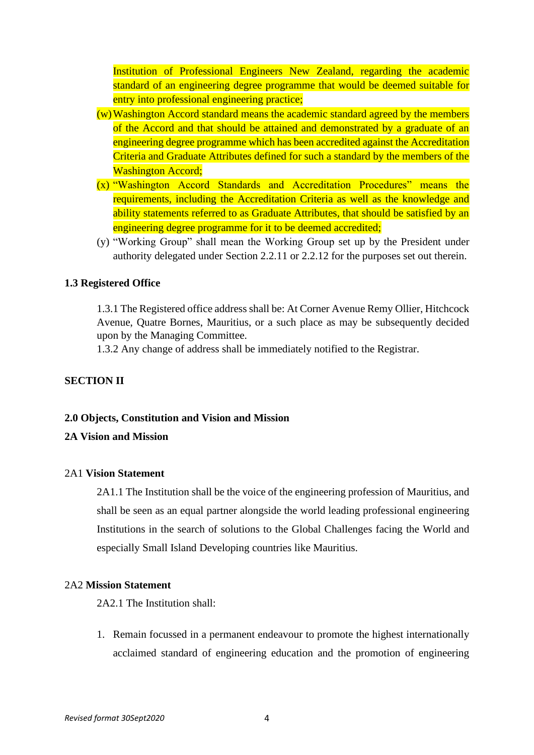Institution of Professional Engineers New Zealand, regarding the academic standard of an engineering degree programme that would be deemed suitable for entry into professional engineering practice;

(w) Washington Accord standard means the academic standard agreed by the members of the Accord and that should be attained and demonstrated by a graduate of an engineering degree programme which has been accredited against the Accreditation Criteria and Graduate Attributes defined for such a standard by the members of the Washington Accord;

(x) "Washington Accord Standards and Accreditation Procedures" means the requirements, including the Accreditation Criteria as well as the knowledge and ability statements referred to as Graduate Attributes, that should be satisfied by an engineering degree programme for it to be deemed accredited;

(y) "Working Group" shall mean the Working Group set up by the President under authority delegated under Section 2.2.11 or 2.2.12 for the purposes set out therein.

**1.3 Registered Office**

1.3.1 The Registered office address shall be: At Corner Avenue Remy Ollier, Hitchcock Avenue, Quatre Bornes, Mauritius, or a such place as may be subsequently decided upon by the Managing Committee.

1.3.2 Any change of address shall be immediately notified to the Registrar.

**SECTION II**

**2.0 Objects, Constitution and Vision and Mission**

**2A Vision and Mission**

2A1 **Vision Statement**

2A1.1 The Institution shall be the voice of the engineering profession of Mauritius, and shall be seen as an equal partner alongside the world leading professional engineering Institutions in the search of solutions to the Global Challenges facing the World and especially Small Island Developing countries like Mauritius.

2A2 **Mission Statement**

2A2.1 The Institution shall:

1. Remain focussed in a permanent endeavour to promote the highest internationally acclaimed standard of engineering education and the promotion of engineering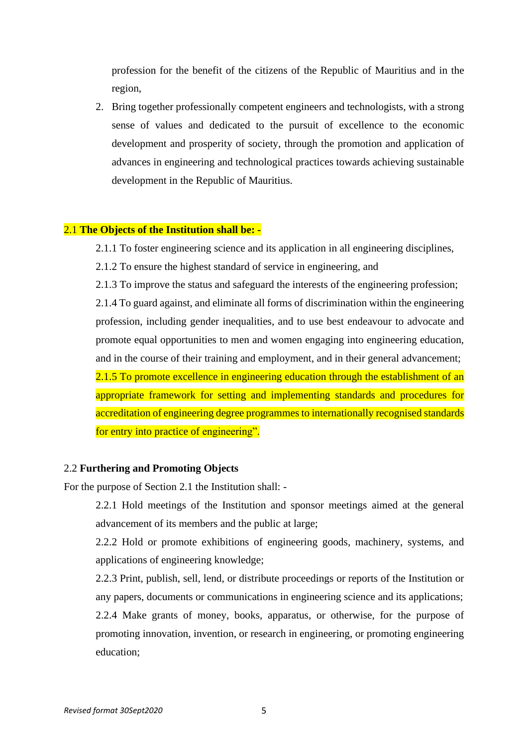profession for the benefit of the citizens of the Republic of Mauritius and in the region,

2. Bring together professionally competent engineers and technologists, with a strong sense of values and dedicated to the pursuit of excellence to the economic development and prosperity of society, through the promotion and application of advances in engineering and technological practices towards achieving sustainable development in the Republic of Mauritius.

2.1 **The Objects of the Institution shall be: -**

2.1.1 To foster engineering science and its application in all engineering disciplines,

2.1.2 To ensure the highest standard of service in engineering, and

2.1.3 To improve the status and safeguard the interests of the engineering profession;

2.1.4 To guard against, and eliminate all forms of discrimination within the engineering profession, including gender inequalities, and to use best endeavour to advocate and promote equal opportunities to men and women engaging into engineering education, and in the course of their training and employment, and in their general advancement;

2.1.5 To promote excellence in engineering education through the establishment of an appropriate framework for setting and implementing standards and procedures for accreditation of engineering degree programmes to internationally recognised standards for entry into practice of engineering".

2.2 **Furthering and Promoting Objects**

For the purpose of Section 2.1 the Institution shall: -

2.2.1 Hold meetings of the Institution and sponsor meetings aimed at the general advancement of its members and the public at large;

2.2.2 Hold or promote exhibitions of engineering goods, machinery, systems, and applications of engineering knowledge;

2.2.3 Print, publish, sell, lend, or distribute proceedings or reports of the Institution or any papers, documents or communications in engineering science and its applications;

2.2.4 Make grants of money, books, apparatus, or otherwise, for the purpose of promoting innovation, invention, or research in engineering, or promoting engineering education;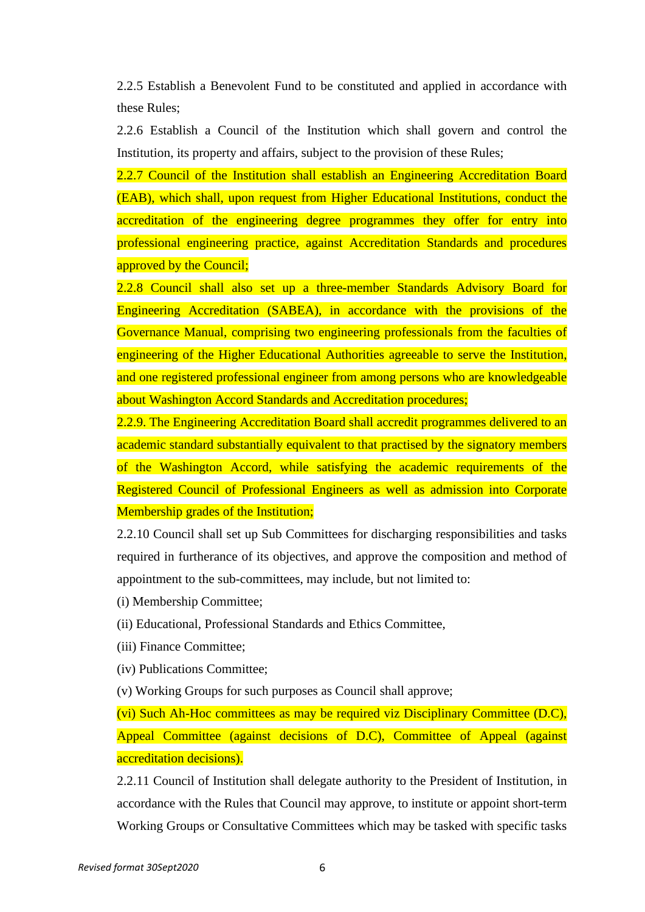2.2.5 Establish a Benevolent Fund to be constituted and applied in accordance with these Rules;

2.2.6 Establish a Council of the Institution which shall govern and control the Institution, its property and affairs, subject to the provision of these Rules;

2.2.7 Council of the Institution shall establish an Engineering Accreditation Board (EAB), which shall, upon request from Higher Educational Institutions, conduct the accreditation of the engineering degree programmes they offer for entry into professional engineering practice, against Accreditation Standards and procedures approved by the Council;

2.2.8 Council shall also set up a three-member Standards Advisory Board for Engineering Accreditation (SABEA), in accordance with the provisions of the Governance Manual, comprising two engineering professionals from the faculties of engineering of the Higher Educational Authorities agreeable to serve the Institution, and one registered professional engineer from among persons who are knowledgeable about Washington Accord Standards and Accreditation procedures;

2.2.9. The Engineering Accreditation Board shall accredit programmes delivered to an academic standard substantially equivalent to that practised by the signatory members of the Washington Accord, while satisfying the academic requirements of the Registered Council of Professional Engineers as well as admission into Corporate Membership grades of the Institution;

2.2.10 Council shall set up Sub Committees for discharging responsibilities and tasks required in furtherance of its objectives, and approve the composition and method of appointment to the sub-committees, may include, but not limited to:

(i) Membership Committee;

(ii) Educational, Professional Standards and Ethics Committee,

(iii) Finance Committee;

(iv) Publications Committee;

(v) Working Groups for such purposes as Council shall approve;

(vi) Such Ah-Hoc committees as may be required viz Disciplinary Committee (D.C), Appeal Committee (against decisions of D.C), Committee of Appeal (against accreditation decisions).

2.2.11 Council of Institution shall delegate authority to the President of Institution, in accordance with the Rules that Council may approve, to institute or appoint short-term Working Groups or Consultative Committees which may be tasked with specific tasks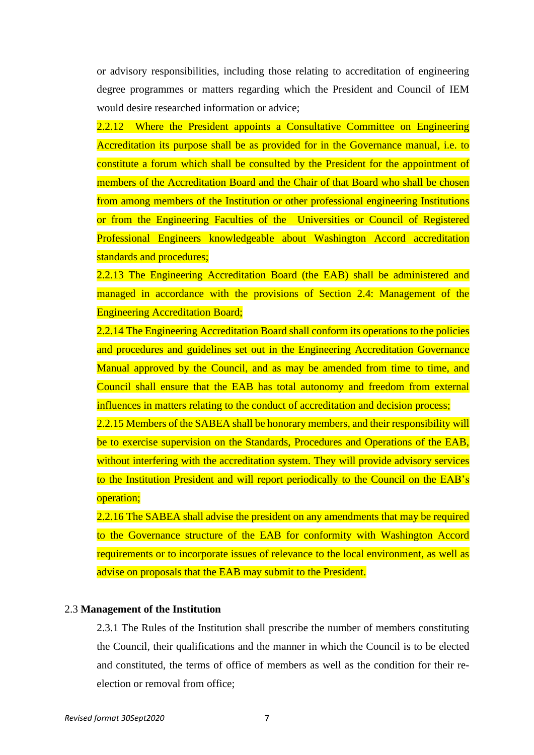or advisory responsibilities, including those relating to accreditation of engineering degree programmes or matters regarding which the President and Council of IEM would desire researched information or advice;

2.2.12 Where the President appoints a Consultative Committee on Engineering Accreditation its purpose shall be as provided for in the Governance manual, i.e. to constitute a forum which shall be consulted by the President for the appointment of members of the Accreditation Board and the Chair of that Board who shall be chosen from among members of the Institution or other professional engineering Institutions or from the Engineering Faculties of the Universities or Council of Registered Professional Engineers knowledgeable about Washington Accord accreditation standards and procedures;

2.2.13 The Engineering Accreditation Board (the EAB) shall be administered and managed in accordance with the provisions of Section 2.4: Management of the Engineering Accreditation Board;

2.2.14 The Engineering Accreditation Board shall conform its operations to the policies and procedures and guidelines set out in the Engineering Accreditation Governance Manual approved by the Council, and as may be amended from time to time, and Council shall ensure that the EAB has total autonomy and freedom from external influences in matters relating to the conduct of accreditation and decision process;

2.2.15 Members of the SABEA shall be honorary members, and their responsibility will be to exercise supervision on the Standards, Procedures and Operations of the EAB, without interfering with the accreditation system. They will provide advisory services to the Institution President and will report periodically to the Council on the EAB's operation;

2.2.16 The SABEA shall advise the president on any amendments that may be required to the Governance structure of the EAB for conformity with Washington Accord requirements or to incorporate issues of relevance to the local environment, as well as advise on proposals that the EAB may submit to the President.

2.3 **Management of the Institution**

2.3.1 The Rules of the Institution shall prescribe the number of members constituting the Council, their qualifications and the manner in which the Council is to be elected and constituted, the terms of office of members as well as the condition for their re-election or removal from office;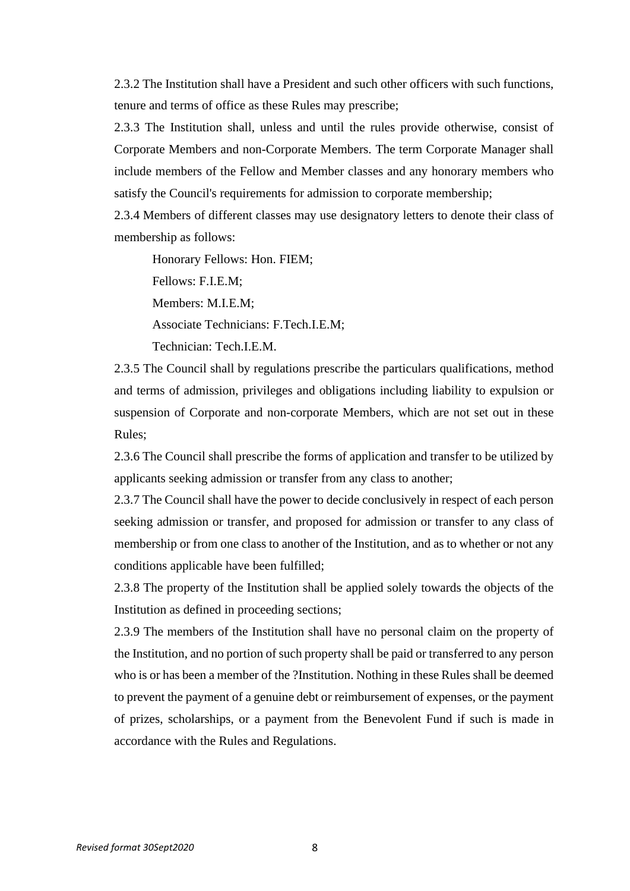2.3.2 The Institution shall have a President and such other officers with such functions, tenure and terms of office as these Rules may prescribe;

2.3.3 The Institution shall, unless and until the rules provide otherwise, consist of Corporate Members and non-Corporate Members. The term Corporate Manager shall include members of the Fellow and Member classes and any honorary members who satisfy the Council's requirements for admission to corporate membership;

2.3.4 Members of different classes may use designatory letters to denote their class of membership as follows:

Honorary Fellows: Hon. FIEM;

Fellows: F.I.E.M;

Members: M.I.E.M;

Associate Technicians: F.Tech.I.E.M;

Technician: Tech.I.E.M.

2.3.5 The Council shall by regulations prescribe the particulars qualifications, method and terms of admission, privileges and obligations including liability to expulsion or suspension of Corporate and non-corporate Members, which are not set out in these Rules;

2.3.6 The Council shall prescribe the forms of application and transfer to be utilized by applicants seeking admission or transfer from any class to another;

2.3.7 The Council shall have the power to decide conclusively in respect of each person seeking admission or transfer, and proposed for admission or transfer to any class of membership or from one class to another of the Institution, and as to whether or not any conditions applicable have been fulfilled;

2.3.8 The property of the Institution shall be applied solely towards the objects of the Institution as defined in proceeding sections;

2.3.9 The members of the Institution shall have no personal claim on the property of the Institution, and no portion of such property shall be paid or transferred to any person who is or has been a member of the ?Institution. Nothing in these Rules shall be deemed to prevent the payment of a genuine debt or reimbursement of expenses, or the payment of prizes, scholarships, or a payment from the Benevolent Fund if such is made in accordance with the Rules and Regulations.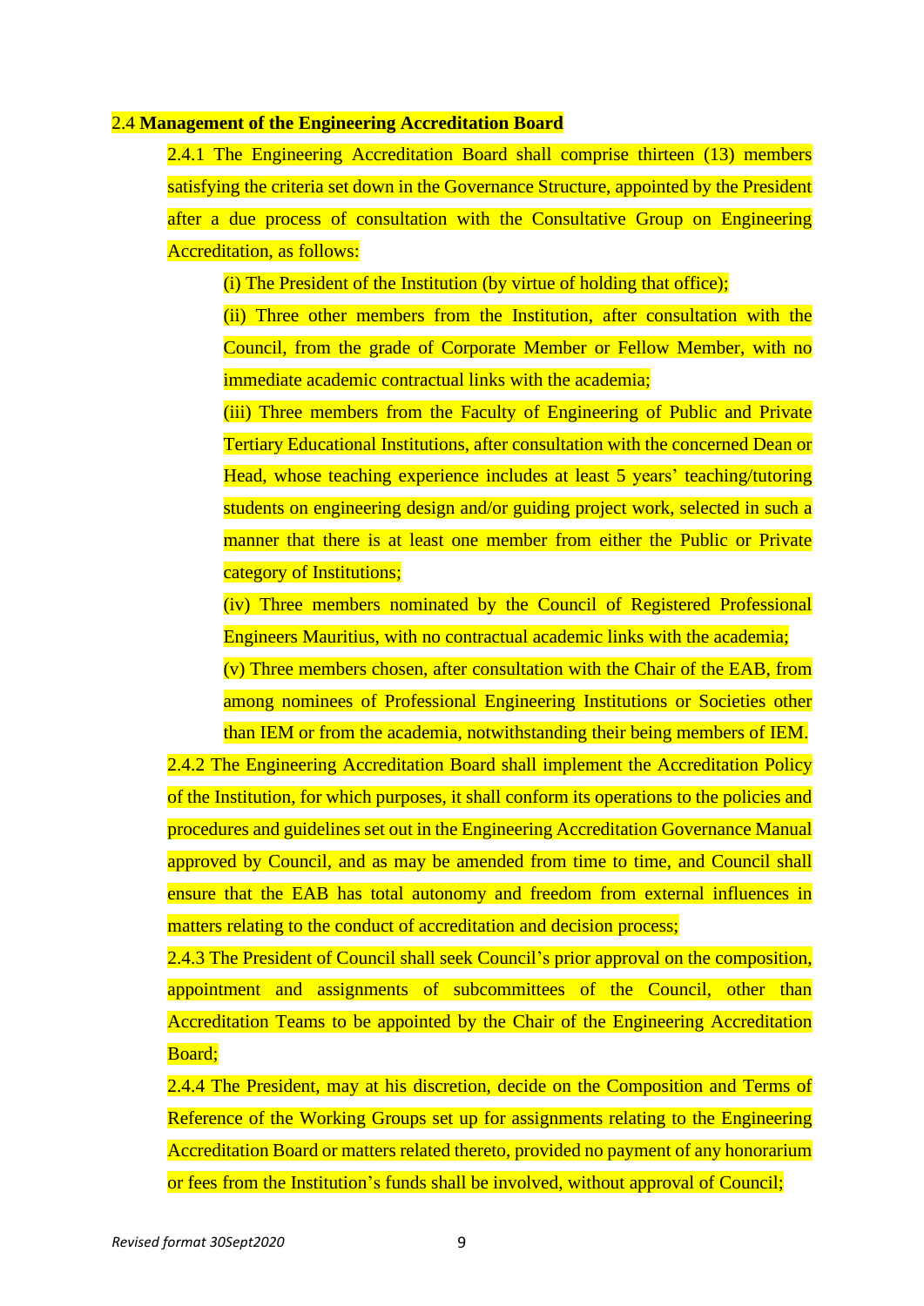### 2.4 **Management of the Engineering Accreditation Board**

2.4.1 The Engineering Accreditation Board shall comprise thirteen (13) members satisfying the criteria set down in the Governance Structure, appointed by the President after a due process of consultation with the Consultative Group on Engineering Accreditation, as follows:

(i) The President of the Institution (by virtue of holding that office);

(ii) Three other members from the Institution, after consultation with the Council, from the grade of Corporate Member or Fellow Member, with no immediate academic contractual links with the academia;

(iii) Three members from the Faculty of Engineering of Public and Private Tertiary Educational Institutions, after consultation with the concerned Dean or Head, whose teaching experience includes at least 5 years' teaching/tutoring students on engineering design and/or guiding project work, selected in such a manner that there is at least one member from either the Public or Private category of Institutions;

(iv) Three members nominated by the Council of Registered Professional Engineers Mauritius, with no contractual academic links with the academia;

(v) Three members chosen, after consultation with the Chair of the EAB, from among nominees of Professional Engineering Institutions or Societies other than IEM or from the academia, notwithstanding their being members of IEM.

2.4.2 The Engineering Accreditation Board shall implement the Accreditation Policy of the Institution, for which purposes, it shall conform its operations to the policies and procedures and guidelines set out in the Engineering Accreditation Governance Manual approved by Council, and as may be amended from time to time, and Council shall ensure that the EAB has total autonomy and freedom from external influences in matters relating to the conduct of accreditation and decision process;

2.4.3 The President of Council shall seek Council's prior approval on the composition, appointment and assignments of subcommittees of the Council, other than Accreditation Teams to be appointed by the Chair of the Engineering Accreditation Board;

2.4.4 The President, may at his discretion, decide on the Composition and Terms of Reference of the Working Groups set up for assignments relating to the Engineering Accreditation Board or matters related thereto, provided no payment of any honorarium or fees from the Institution's funds shall be involved, without approval of Council;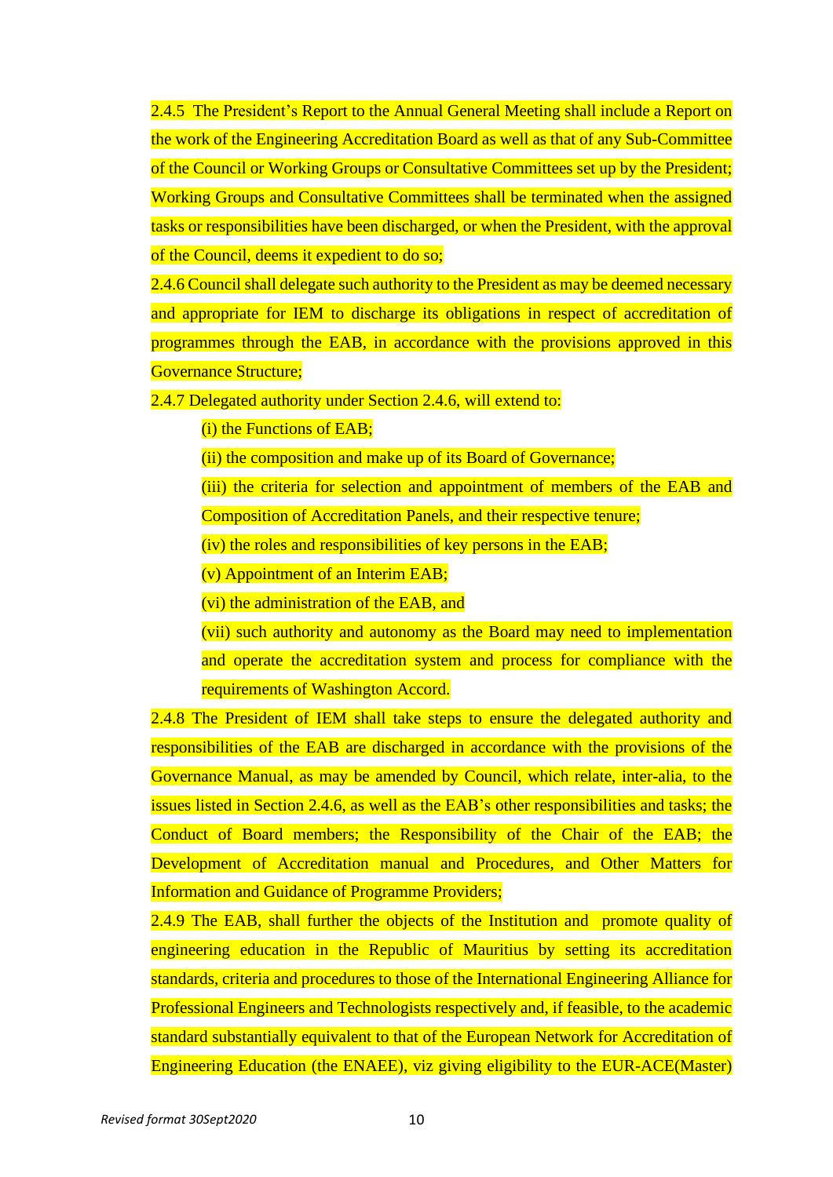2.4.5 The President's Report to the Annual General Meeting shall include a Report on the work of the Engineering Accreditation Board as well as that of any Sub-Committee of the Council or Working Groups or Consultative Committees set up by the President; Working Groups and Consultative Committees shall be terminated when the assigned tasks or responsibilities have been discharged, or when the President, with the approval of the Council, deems it expedient to do so;

2.4.6 Council shall delegate such authority to the President as may be deemed necessary and appropriate for IEM to discharge its obligations in respect of accreditation of programmes through the EAB, in accordance with the provisions approved in this Governance Structure;

2.4.7 Delegated authority under Section 2.4.6, will extend to:

(i) the Functions of EAB;

(ii) the composition and make up of its Board of Governance;

(iii) the criteria for selection and appointment of members of the EAB and Composition of Accreditation Panels, and their respective tenure;

(iv) the roles and responsibilities of key persons in the EAB;

(v) Appointment of an Interim EAB;

(vi) the administration of the EAB, and

(vii) such authority and autonomy as the Board may need to implementation and operate the accreditation system and process for compliance with the requirements of Washington Accord.

2.4.8 The President of IEM shall take steps to ensure the delegated authority and responsibilities of the EAB are discharged in accordance with the provisions of the Governance Manual, as may be amended by Council, which relate, inter-alia, to the issues listed in Section 2.4.6, as well as the EAB's other responsibilities and tasks; the Conduct of Board members; the Responsibility of the Chair of the EAB; the Development of Accreditation manual and Procedures, and Other Matters for Information and Guidance of Programme Providers;

2.4.9 The EAB, shall further the objects of the Institution and promote quality of engineering education in the Republic of Mauritius by setting its accreditation standards, criteria and procedures to those of the International Engineering Alliance for Professional Engineers and Technologists respectively and, if feasible, to the academic standard substantially equivalent to that of the European Network for Accreditation of Engineering Education (the ENAEE), viz giving eligibility to the EUR-ACE(Master)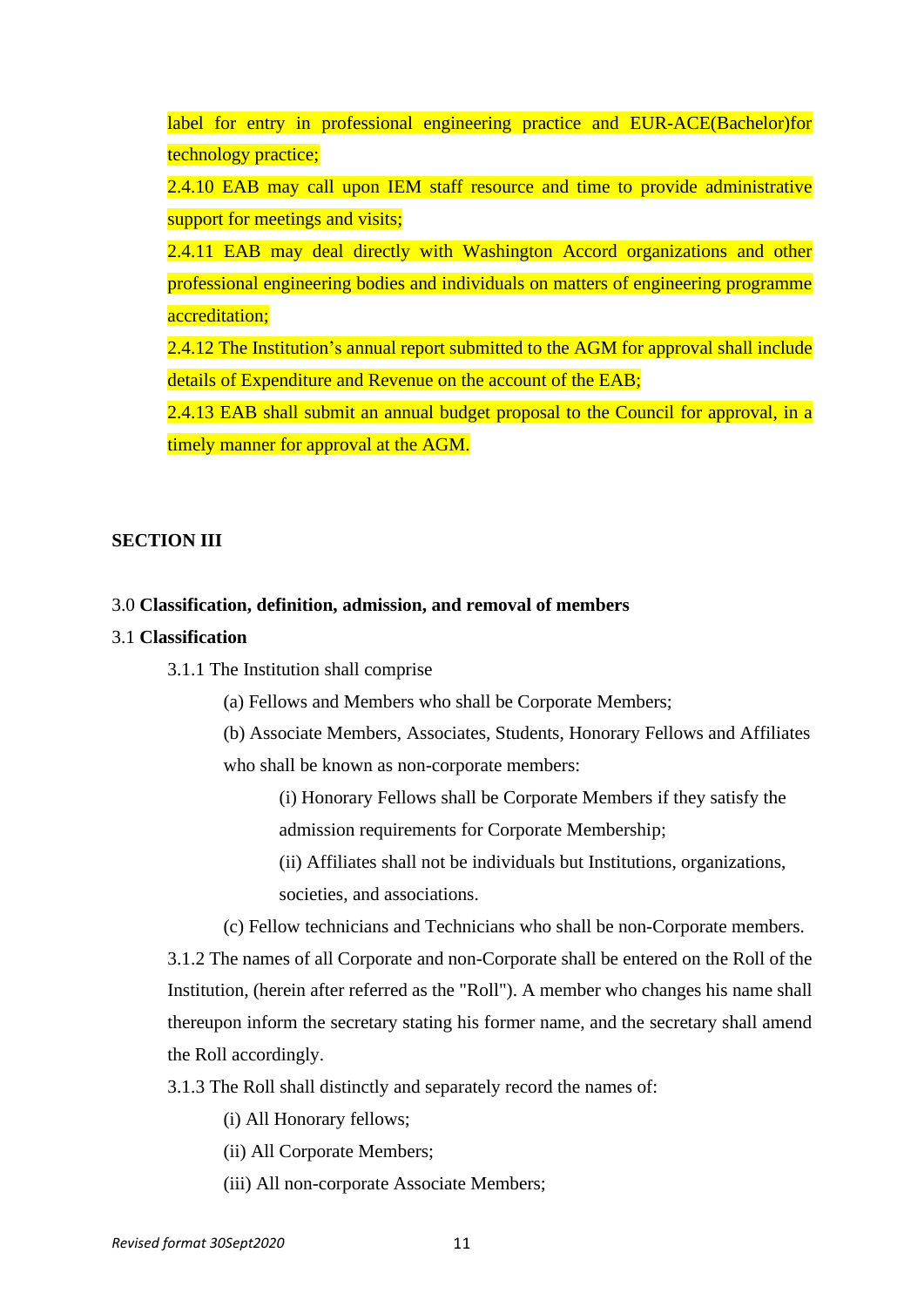label for entry in professional engineering practice and EUR-ACE(Bachelor)for technology practice;

2.4.10 EAB may call upon IEM staff resource and time to provide administrative support for meetings and visits;

2.4.11 EAB may deal directly with Washington Accord organizations and other professional engineering bodies and individuals on matters of engineering programme accreditation;

2.4.12 The Institution's annual report submitted to the AGM for approval shall include details of Expenditure and Revenue on the account of the EAB;

2.4.13 EAB shall submit an annual budget proposal to the Council for approval, in a timely manner for approval at the AGM.

## SECTION III

3.0 **Classification, definition, admission, and removal of members**

3.1 **Classification**

3.1.1 The Institution shall comprise

(a) Fellows and Members who shall be Corporate Members;

(b) Associate Members, Associates, Students, Honorary Fellows and Affiliates who shall be known as non-corporate members:

(i) Honorary Fellows shall be Corporate Members if they satisfy the admission requirements for Corporate Membership;

(ii) Affiliates shall not be individuals but Institutions, organizations, societies, and associations.

(c) Fellow technicians and Technicians who shall be non-Corporate members.

3.1.2 The names of all Corporate and non-Corporate shall be entered on the Roll of the Institution, (herein after referred as the "Roll"). A member who changes his name shall thereupon inform the secretary stating his former name, and the secretary shall amend the Roll accordingly.

3.1.3 The Roll shall distinctly and separately record the names of:

(i) All Honorary fellows;

(ii) All Corporate Members;

(iii) All non-corporate Associate Members;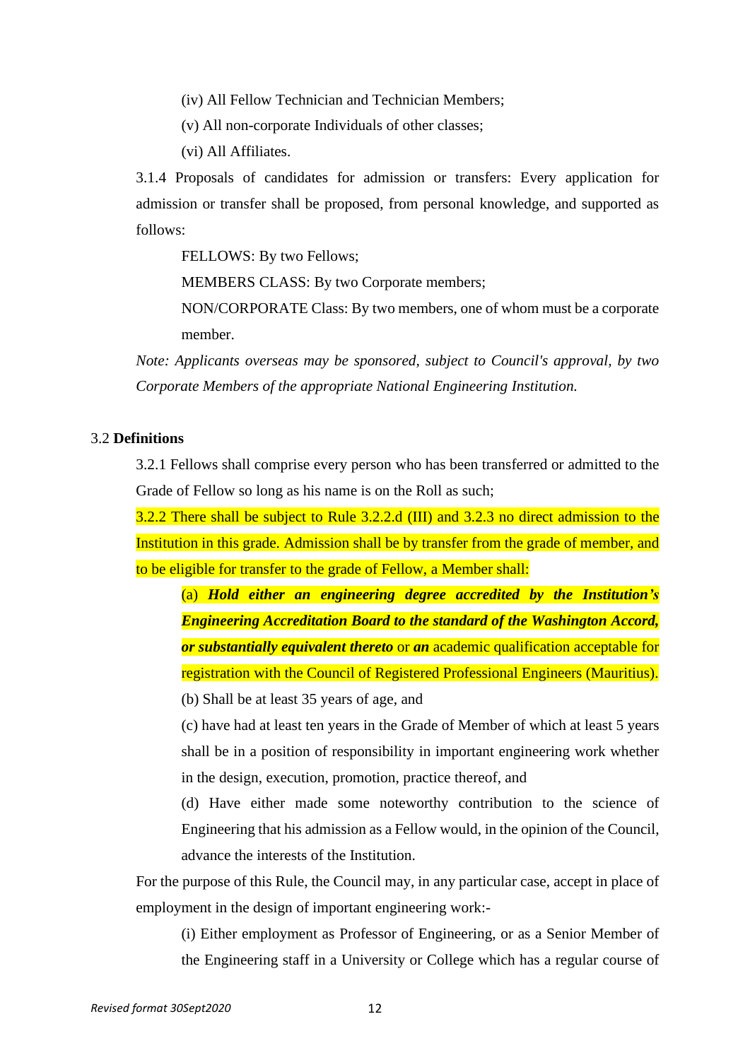(iv) All Fellow Technician and Technician Members;

(v) All non-corporate Individuals of other classes;

(vi) All Affiliates.

3.1.4 Proposals of candidates for admission or transfers: Every application for admission or transfer shall be proposed, from personal knowledge, and supported as follows:

FELLOWS: By two Fellows;

MEMBERS CLASS: By two Corporate members;

NON/CORPORATE Class: By two members, one of whom must be a corporate member.

*Note: Applicants overseas may be sponsored, subject to Council's approval, by two Corporate Members of the appropriate National Engineering Institution.*

3.2 **Definitions**

3.2.1 Fellows shall comprise every person who has been transferred or admitted to the Grade of Fellow so long as his name is on the Roll as such;

3.2.2 There shall be subject to Rule 3.2.2.d (III) and 3.2.3 no direct admission to the Institution in this grade. Admission shall be by transfer from the grade of member, and to be eligible for transfer to the grade of Fellow, a Member shall:

(a) ***Hold either an engineering degree accredited by the Institution's Engineering Accreditation Board to the standard of the Washington Accord, or substantially equivalent thereto*** or ***an*** academic qualification acceptable for registration with the Council of Registered Professional Engineers (Mauritius).

(b) Shall be at least 35 years of age, and

(c) have had at least ten years in the Grade of Member of which at least 5 years shall be in a position of responsibility in important engineering work whether in the design, execution, promotion, practice thereof, and

(d) Have either made some noteworthy contribution to the science of Engineering that his admission as a Fellow would, in the opinion of the Council, advance the interests of the Institution.

For the purpose of this Rule, the Council may, in any particular case, accept in place of employment in the design of important engineering work:-

(i) Either employment as Professor of Engineering, or as a Senior Member of the Engineering staff in a University or College which has a regular course of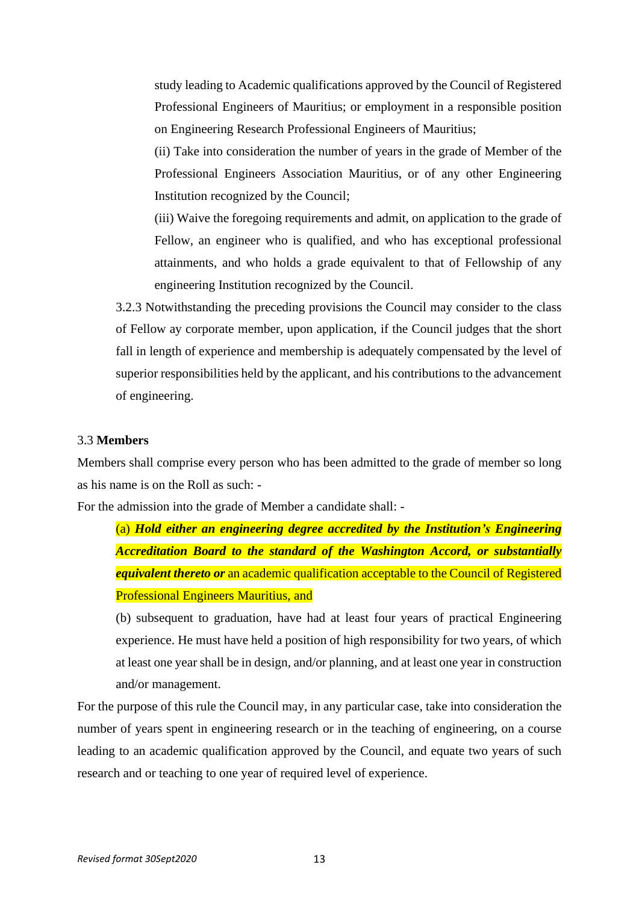study leading to Academic qualifications approved by the Council of Registered Professional Engineers of Mauritius; or employment in a responsible position on Engineering Research Professional Engineers of Mauritius;

(ii) Take into consideration the number of years in the grade of Member of the Professional Engineers Association Mauritius, or of any other Engineering Institution recognized by the Council;

(iii) Waive the foregoing requirements and admit, on application to the grade of Fellow, an engineer who is qualified, and who has exceptional professional attainments, and who holds a grade equivalent to that of Fellowship of any engineering Institution recognized by the Council.

3.2.3 Notwithstanding the preceding provisions the Council may consider to the class of Fellow ay corporate member, upon application, if the Council judges that the short fall in length of experience and membership is adequately compensated by the level of superior responsibilities held by the applicant, and his contributions to the advancement of engineering.

3.3 **Members**

Members shall comprise every person who has been admitted to the grade of member so long as his name is on the Roll as such: -

For the admission into the grade of Member a candidate shall: -

(a) ***Hold either an engineering degree accredited by the Institution's Engineering Accreditation Board to the standard of the Washington Accord, or substantially equivalent thereto or*** an academic qualification acceptable to the Council of Registered Professional Engineers Mauritius, and

(b) subsequent to graduation, have had at least four years of practical Engineering experience. He must have held a position of high responsibility for two years, of which at least one year shall be in design, and/or planning, and at least one year in construction and/or management.

For the purpose of this rule the Council may, in any particular case, take into consideration the number of years spent in engineering research or in the teaching of engineering, on a course leading to an academic qualification approved by the Council, and equate two years of such research and or teaching to one year of required level of experience.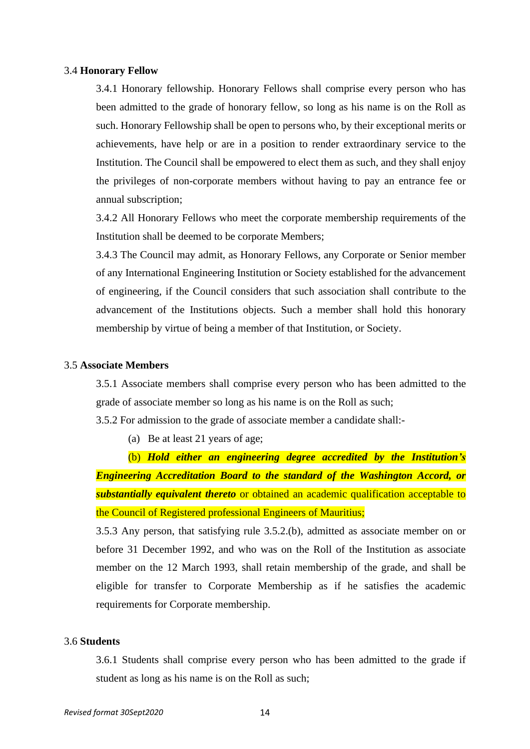3.4 **Honorary Fellow**

3.4.1 Honorary fellowship. Honorary Fellows shall comprise every person who has been admitted to the grade of honorary fellow, so long as his name is on the Roll as such. Honorary Fellowship shall be open to persons who, by their exceptional merits or achievements, have help or are in a position to render extraordinary service to the Institution. The Council shall be empowered to elect them as such, and they shall enjoy the privileges of non-corporate members without having to pay an entrance fee or annual subscription;

3.4.2 All Honorary Fellows who meet the corporate membership requirements of the Institution shall be deemed to be corporate Members;

3.4.3 The Council may admit, as Honorary Fellows, any Corporate or Senior member of any International Engineering Institution or Society established for the advancement of engineering, if the Council considers that such association shall contribute to the advancement of the Institutions objects. Such a member shall hold this honorary membership by virtue of being a member of that Institution, or Society.

3.5 **Associate Members**

3.5.1 Associate members shall comprise every person who has been admitted to the grade of associate member so long as his name is on the Roll as such;

3.5.2 For admission to the grade of associate member a candidate shall:-

(a) Be at least 21 years of age;

(b) ***Hold either an engineering degree accredited by the Institution's Engineering Accreditation Board to the standard of the Washington Accord, or substantially equivalent thereto*** or obtained an academic qualification acceptable to the Council of Registered professional Engineers of Mauritius;

3.5.3 Any person, that satisfying rule 3.5.2.(b), admitted as associate member on or before 31 December 1992, and who was on the Roll of the Institution as associate member on the 12 March 1993, shall retain membership of the grade, and shall be eligible for transfer to Corporate Membership as if he satisfies the academic requirements for Corporate membership.

3.6 **Students**

3.6.1 Students shall comprise every person who has been admitted to the grade if student as long as his name is on the Roll as such;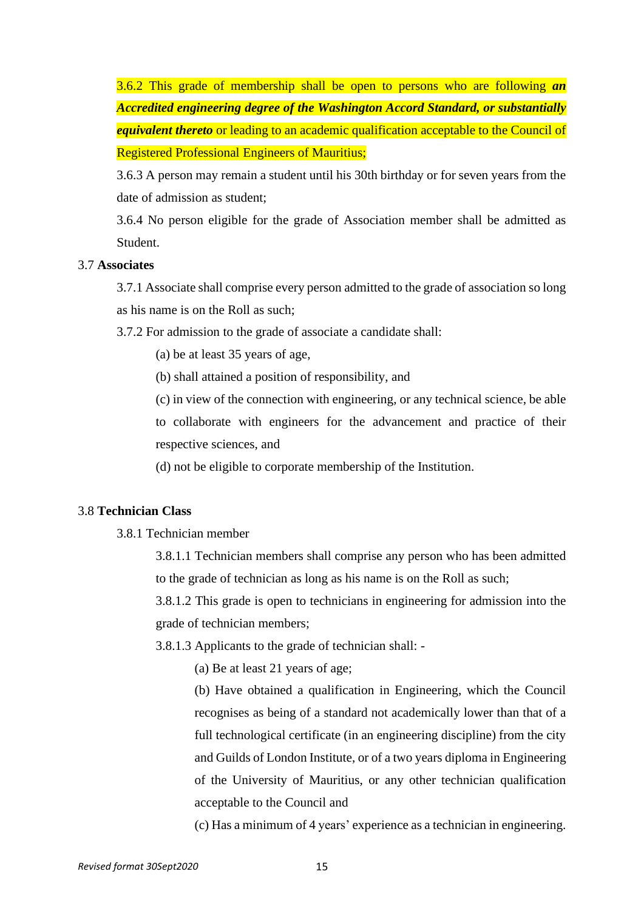3.6.2 This grade of membership shall be open to persons who are following ***an Accredited engineering degree of the Washington Accord Standard, or substantially equivalent thereto*** or leading to an academic qualification acceptable to the Council of Registered Professional Engineers of Mauritius;

3.6.3 A person may remain a student until his 30th birthday or for seven years from the date of admission as student;

3.6.4 No person eligible for the grade of Association member shall be admitted as Student.

3.7 **Associates**

3.7.1 Associate shall comprise every person admitted to the grade of association so long as his name is on the Roll as such;

3.7.2 For admission to the grade of associate a candidate shall:

(a) be at least 35 years of age,

(b) shall attained a position of responsibility, and

(c) in view of the connection with engineering, or any technical science, be able to collaborate with engineers for the advancement and practice of their respective sciences, and

(d) not be eligible to corporate membership of the Institution.

3.8 **Technician Class**

3.8.1 Technician member

3.8.1.1 Technician members shall comprise any person who has been admitted to the grade of technician as long as his name is on the Roll as such;

3.8.1.2 This grade is open to technicians in engineering for admission into the grade of technician members;

3.8.1.3 Applicants to the grade of technician shall: -

(a) Be at least 21 years of age;

(b) Have obtained a qualification in Engineering, which the Council recognises as being of a standard not academically lower than that of a full technological certificate (in an engineering discipline) from the city and Guilds of London Institute, or of a two years diploma in Engineering of the University of Mauritius, or any other technician qualification acceptable to the Council and

(c) Has a minimum of 4 years' experience as a technician in engineering.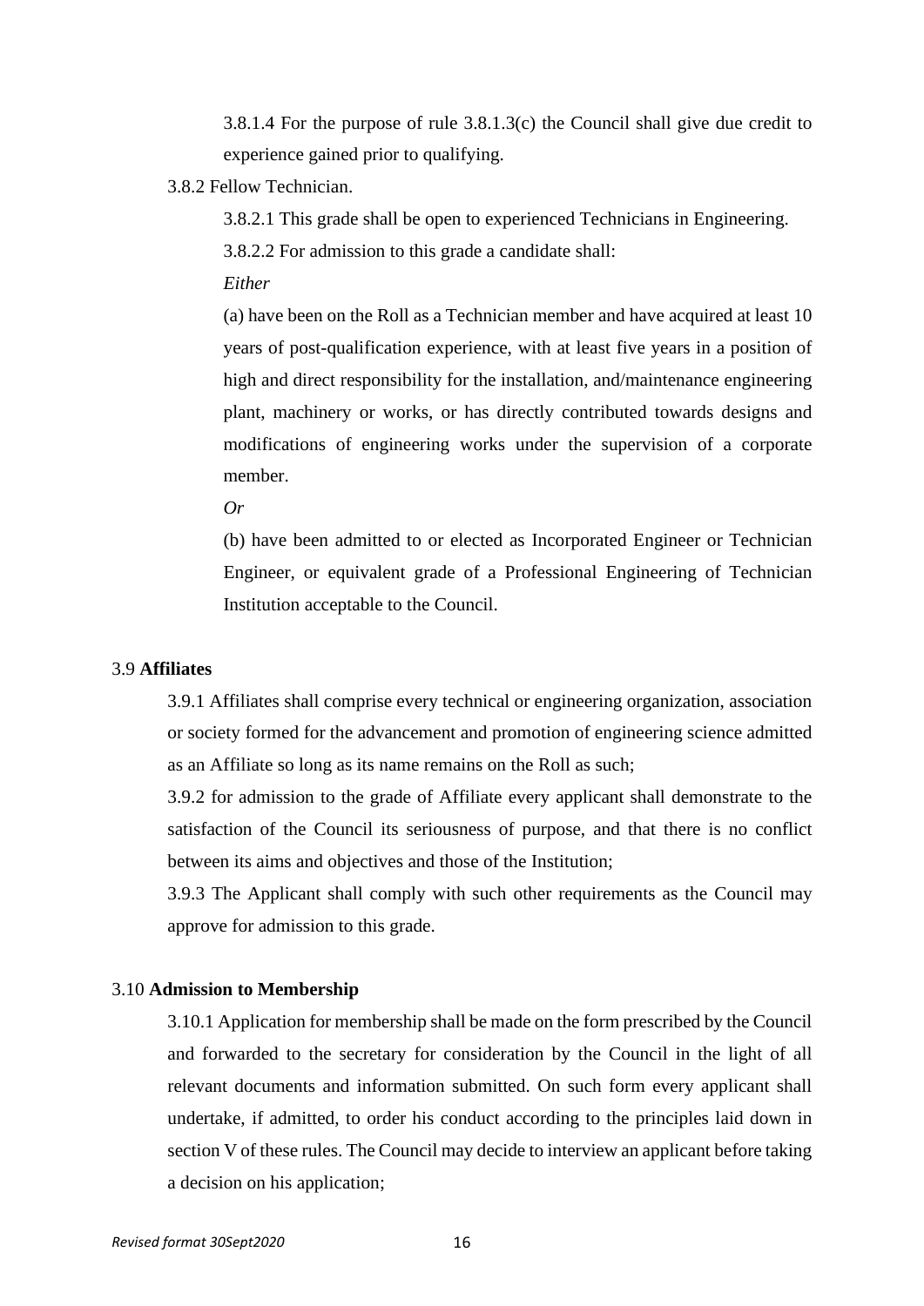3.8.1.4 For the purpose of rule 3.8.1.3(c) the Council shall give due credit to experience gained prior to qualifying.

3.8.2 Fellow Technician.

3.8.2.1 This grade shall be open to experienced Technicians in Engineering.

3.8.2.2 For admission to this grade a candidate shall:

*Either*

(a) have been on the Roll as a Technician member and have acquired at least 10 years of post-qualification experience, with at least five years in a position of high and direct responsibility for the installation, and/maintenance engineering plant, machinery or works, or has directly contributed towards designs and modifications of engineering works under the supervision of a corporate member.

*Or*

(b) have been admitted to or elected as Incorporated Engineer or Technician Engineer, or equivalent grade of a Professional Engineering of Technician Institution acceptable to the Council.

3.9 **Affiliates**

3.9.1 Affiliates shall comprise every technical or engineering organization, association or society formed for the advancement and promotion of engineering science admitted as an Affiliate so long as its name remains on the Roll as such;

3.9.2 for admission to the grade of Affiliate every applicant shall demonstrate to the satisfaction of the Council its seriousness of purpose, and that there is no conflict between its aims and objectives and those of the Institution;

3.9.3 The Applicant shall comply with such other requirements as the Council may approve for admission to this grade.

3.10 **Admission to Membership**

3.10.1 Application for membership shall be made on the form prescribed by the Council and forwarded to the secretary for consideration by the Council in the light of all relevant documents and information submitted. On such form every applicant shall undertake, if admitted, to order his conduct according to the principles laid down in section V of these rules. The Council may decide to interview an applicant before taking a decision on his application;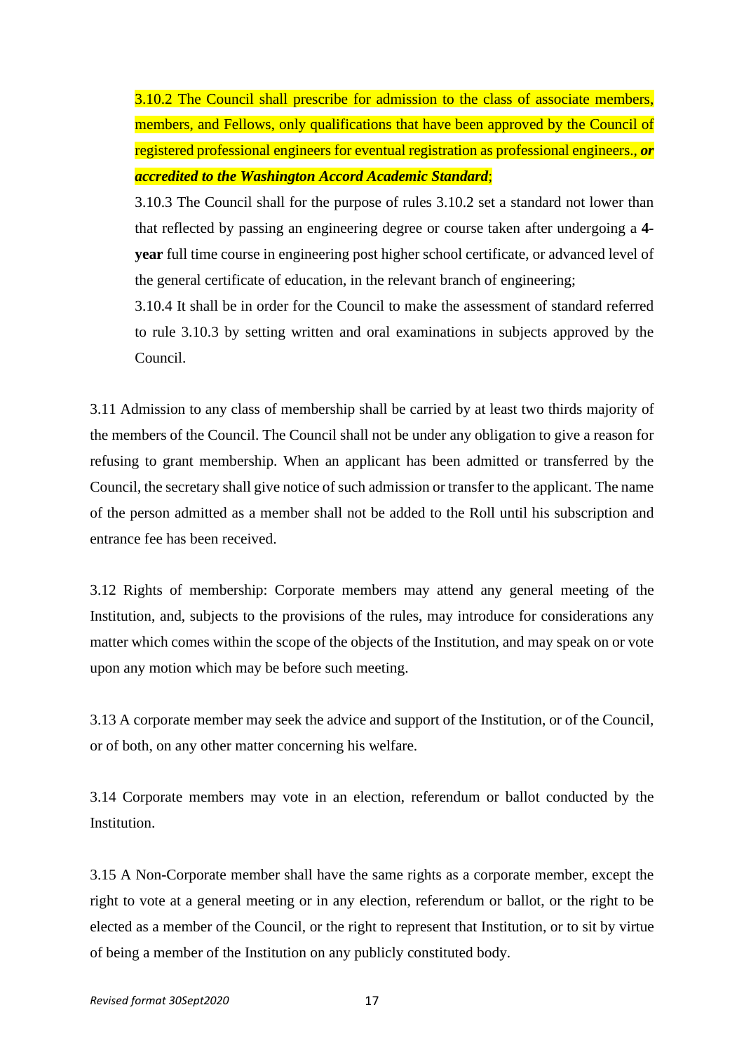3.10.2 The Council shall prescribe for admission to the class of associate members, members, and Fellows, only qualifications that have been approved by the Council of registered professional engineers for eventual registration as professional engineers., ***or accredited to the Washington Accord Academic Standard***;

3.10.3 The Council shall for the purpose of rules 3.10.2 set a standard not lower than that reflected by passing an engineering degree or course taken after undergoing a **4-year** full time course in engineering post higher school certificate, or advanced level of the general certificate of education, in the relevant branch of engineering;

3.10.4 It shall be in order for the Council to make the assessment of standard referred to rule 3.10.3 by setting written and oral examinations in subjects approved by the Council.

3.11 Admission to any class of membership shall be carried by at least two thirds majority of the members of the Council. The Council shall not be under any obligation to give a reason for refusing to grant membership. When an applicant has been admitted or transferred by the Council, the secretary shall give notice of such admission or transfer to the applicant. The name of the person admitted as a member shall not be added to the Roll until his subscription and entrance fee has been received.

3.12 Rights of membership: Corporate members may attend any general meeting of the Institution, and, subjects to the provisions of the rules, may introduce for considerations any matter which comes within the scope of the objects of the Institution, and may speak on or vote upon any motion which may be before such meeting.

3.13 A corporate member may seek the advice and support of the Institution, or of the Council, or of both, on any other matter concerning his welfare.

3.14 Corporate members may vote in an election, referendum or ballot conducted by the Institution.

3.15 A Non-Corporate member shall have the same rights as a corporate member, except the right to vote at a general meeting or in any election, referendum or ballot, or the right to be elected as a member of the Council, or the right to represent that Institution, or to sit by virtue of being a member of the Institution on any publicly constituted body.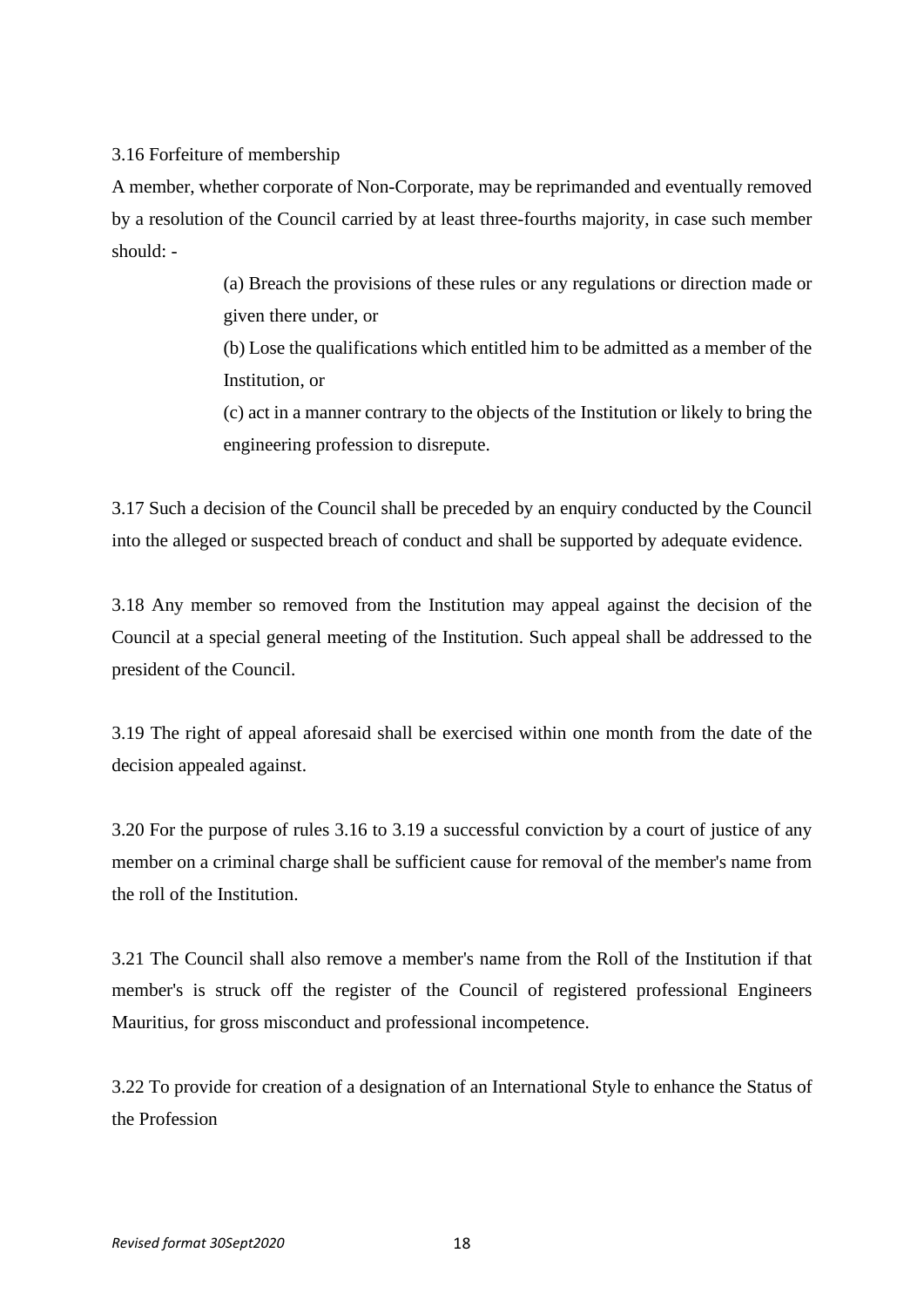3.16 Forfeiture of membership

A member, whether corporate of Non-Corporate, may be reprimanded and eventually removed by a resolution of the Council carried by at least three-fourths majority, in case such member should: -

> (a) Breach the provisions of these rules or any regulations or direction made or given there under, or
>
> (b) Lose the qualifications which entitled him to be admitted as a member of the Institution, or
>
> (c) act in a manner contrary to the objects of the Institution or likely to bring the engineering profession to disrepute.

3.17 Such a decision of the Council shall be preceded by an enquiry conducted by the Council into the alleged or suspected breach of conduct and shall be supported by adequate evidence.

3.18 Any member so removed from the Institution may appeal against the decision of the Council at a special general meeting of the Institution. Such appeal shall be addressed to the president of the Council.

3.19 The right of appeal aforesaid shall be exercised within one month from the date of the decision appealed against.

3.20 For the purpose of rules 3.16 to 3.19 a successful conviction by a court of justice of any member on a criminal charge shall be sufficient cause for removal of the member's name from the roll of the Institution.

3.21 The Council shall also remove a member's name from the Roll of the Institution if that member's is struck off the register of the Council of registered professional Engineers Mauritius, for gross misconduct and professional incompetence.

3.22 To provide for creation of a designation of an International Style to enhance the Status of the Profession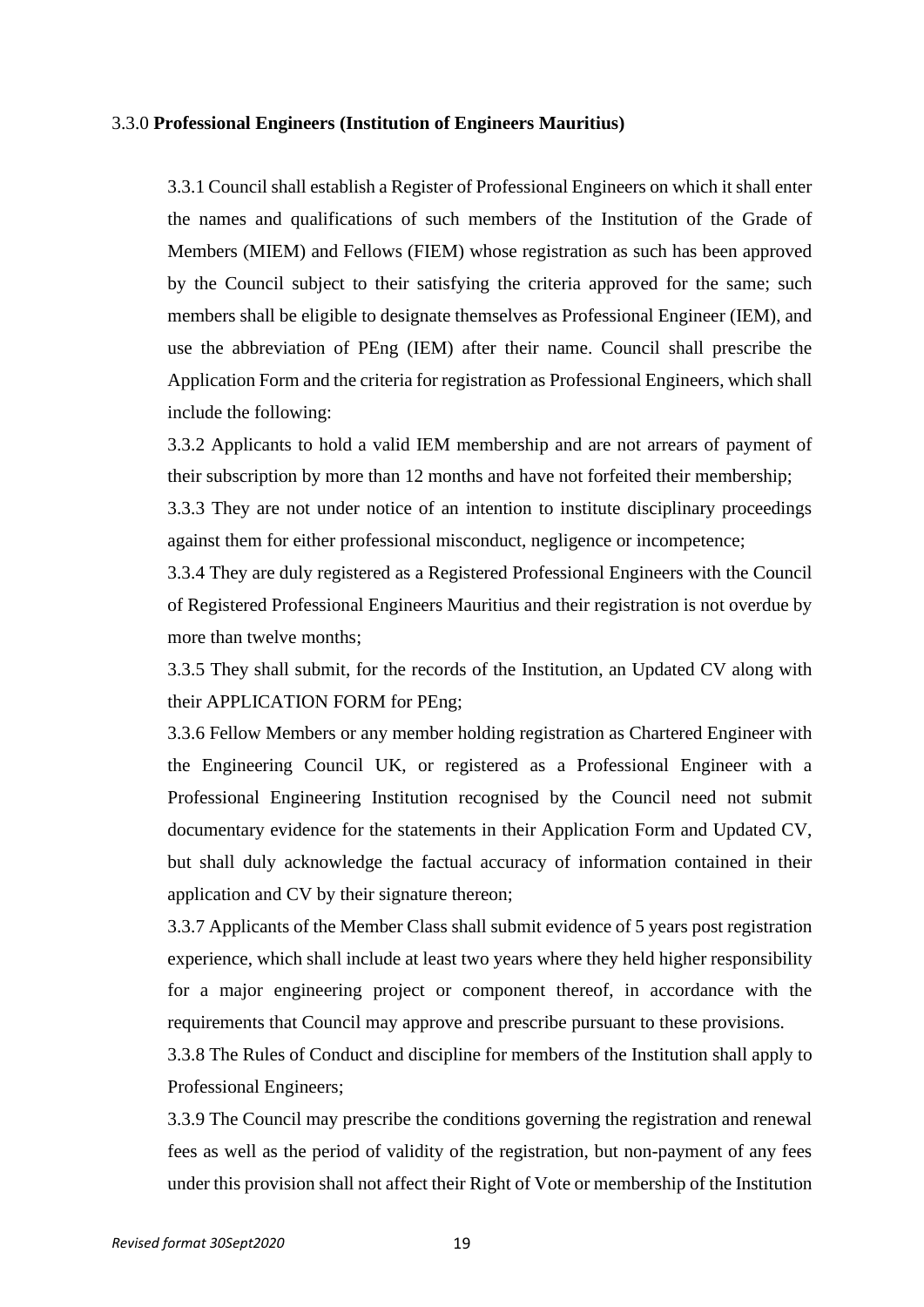### 3.3.0 **Professional Engineers (Institution of Engineers Mauritius)**

3.3.1 Council shall establish a Register of Professional Engineers on which it shall enter the names and qualifications of such members of the Institution of the Grade of Members (MIEM) and Fellows (FIEM) whose registration as such has been approved by the Council subject to their satisfying the criteria approved for the same; such members shall be eligible to designate themselves as Professional Engineer (IEM), and use the abbreviation of PEng (IEM) after their name. Council shall prescribe the Application Form and the criteria for registration as Professional Engineers, which shall include the following:

3.3.2 Applicants to hold a valid IEM membership and are not arrears of payment of their subscription by more than 12 months and have not forfeited their membership;

3.3.3 They are not under notice of an intention to institute disciplinary proceedings against them for either professional misconduct, negligence or incompetence;

3.3.4 They are duly registered as a Registered Professional Engineers with the Council of Registered Professional Engineers Mauritius and their registration is not overdue by more than twelve months;

3.3.5 They shall submit, for the records of the Institution, an Updated CV along with their APPLICATION FORM for PEng;

3.3.6 Fellow Members or any member holding registration as Chartered Engineer with the Engineering Council UK, or registered as a Professional Engineer with a Professional Engineering Institution recognised by the Council need not submit documentary evidence for the statements in their Application Form and Updated CV, but shall duly acknowledge the factual accuracy of information contained in their application and CV by their signature thereon;

3.3.7 Applicants of the Member Class shall submit evidence of 5 years post registration experience, which shall include at least two years where they held higher responsibility for a major engineering project or component thereof, in accordance with the requirements that Council may approve and prescribe pursuant to these provisions.

3.3.8 The Rules of Conduct and discipline for members of the Institution shall apply to Professional Engineers;

3.3.9 The Council may prescribe the conditions governing the registration and renewal fees as well as the period of validity of the registration, but non-payment of any fees under this provision shall not affect their Right of Vote or membership of the Institution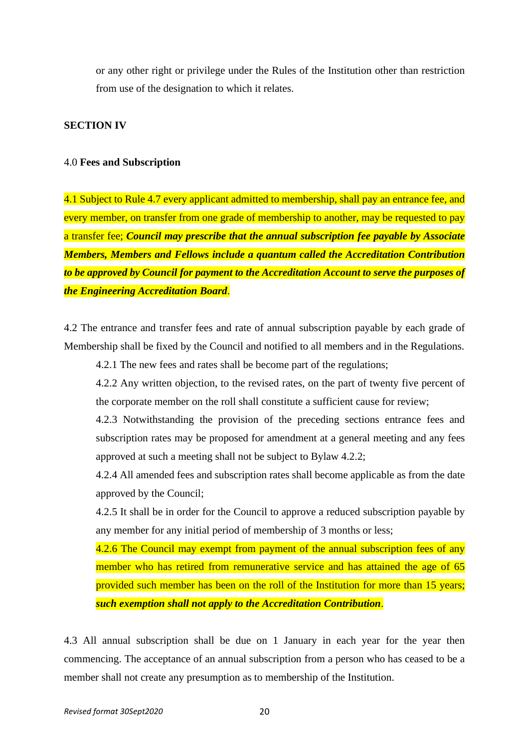or any other right or privilege under the Rules of the Institution other than restriction from use of the designation to which it relates.

**SECTION IV**

4.0 **Fees and Subscription**

4.1 Subject to Rule 4.7 every applicant admitted to membership, shall pay an entrance fee, and every member, on transfer from one grade of membership to another, may be requested to pay a transfer fee; ***Council may prescribe that the annual subscription fee payable by Associate Members, Members and Fellows include a quantum called the Accreditation Contribution to be approved by Council for payment to the Accreditation Account to serve the purposes of the Engineering Accreditation Board***.

4.2 The entrance and transfer fees and rate of annual subscription payable by each grade of Membership shall be fixed by the Council and notified to all members and in the Regulations.

4.2.1 The new fees and rates shall be become part of the regulations;

4.2.2 Any written objection, to the revised rates, on the part of twenty five percent of the corporate member on the roll shall constitute a sufficient cause for review;

4.2.3 Notwithstanding the provision of the preceding sections entrance fees and subscription rates may be proposed for amendment at a general meeting and any fees approved at such a meeting shall not be subject to Bylaw 4.2.2;

4.2.4 All amended fees and subscription rates shall become applicable as from the date approved by the Council;

4.2.5 It shall be in order for the Council to approve a reduced subscription payable by any member for any initial period of membership of 3 months or less;

4.2.6 The Council may exempt from payment of the annual subscription fees of any member who has retired from remunerative service and has attained the age of 65 provided such member has been on the roll of the Institution for more than 15 years; ***such exemption shall not apply to the Accreditation Contribution***.

4.3 All annual subscription shall be due on 1 January in each year for the year then commencing. The acceptance of an annual subscription from a person who has ceased to be a member shall not create any presumption as to membership of the Institution.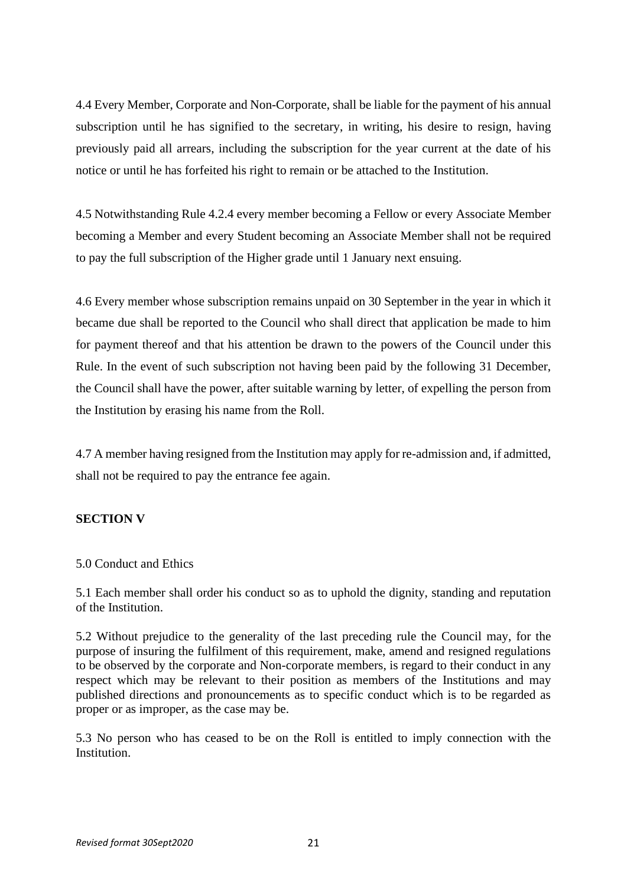4.4 Every Member, Corporate and Non-Corporate, shall be liable for the payment of his annual subscription until he has signified to the secretary, in writing, his desire to resign, having previously paid all arrears, including the subscription for the year current at the date of his notice or until he has forfeited his right to remain or be attached to the Institution.

4.5 Notwithstanding Rule 4.2.4 every member becoming a Fellow or every Associate Member becoming a Member and every Student becoming an Associate Member shall not be required to pay the full subscription of the Higher grade until 1 January next ensuing.

4.6 Every member whose subscription remains unpaid on 30 September in the year in which it became due shall be reported to the Council who shall direct that application be made to him for payment thereof and that his attention be drawn to the powers of the Council under this Rule. In the event of such subscription not having been paid by the following 31 December, the Council shall have the power, after suitable warning by letter, of expelling the person from the Institution by erasing his name from the Roll.

4.7 A member having resigned from the Institution may apply for re-admission and, if admitted, shall not be required to pay the entrance fee again.

**SECTION V**

5.0 Conduct and Ethics

5.1 Each member shall order his conduct so as to uphold the dignity, standing and reputation of the Institution.

5.2 Without prejudice to the generality of the last preceding rule the Council may, for the purpose of insuring the fulfilment of this requirement, make, amend and resigned regulations to be observed by the corporate and Non-corporate members, is regard to their conduct in any respect which may be relevant to their position as members of the Institutions and may published directions and pronouncements as to specific conduct which is to be regarded as proper or as improper, as the case may be.

5.3 No person who has ceased to be on the Roll is entitled to imply connection with the Institution.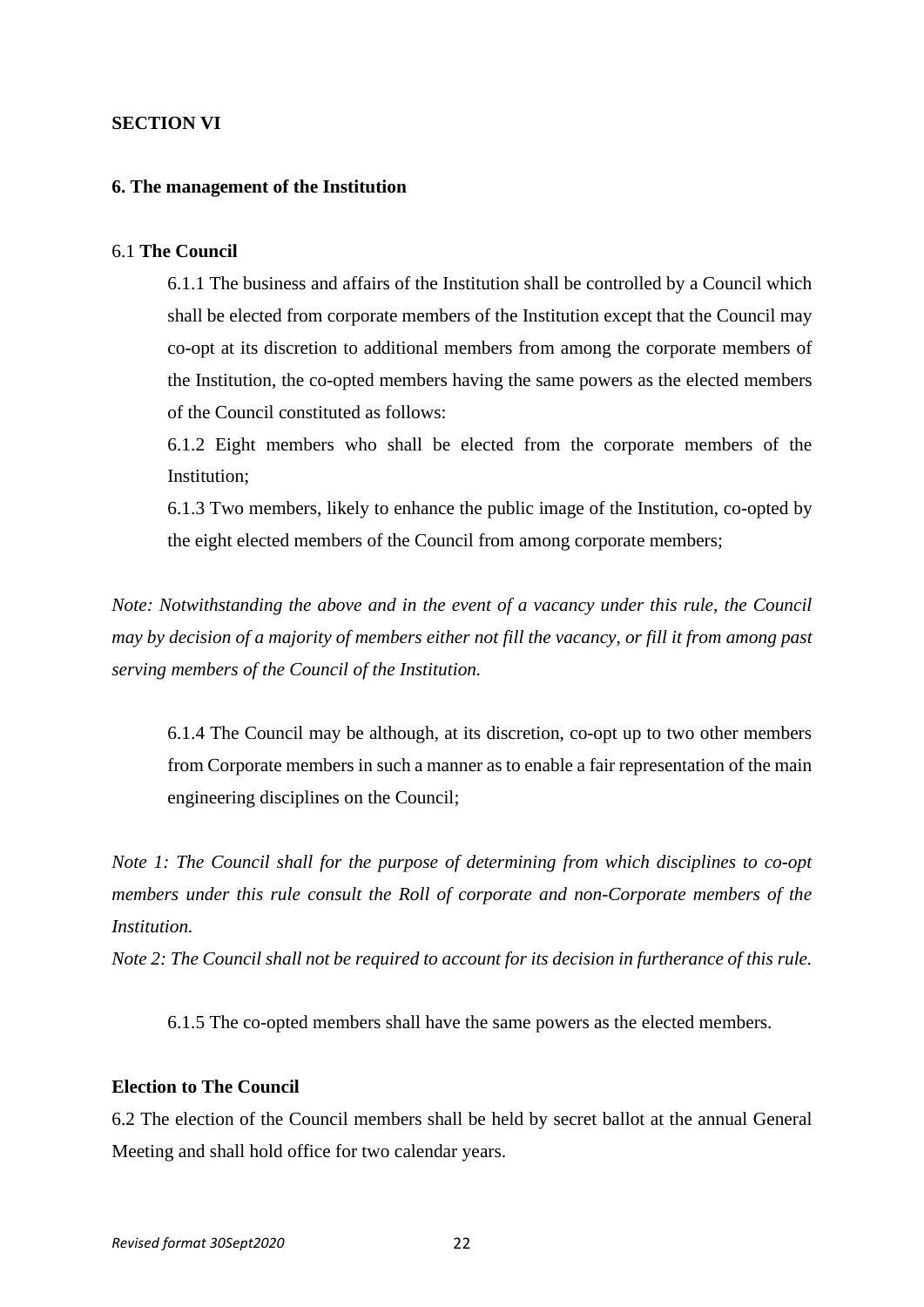**SECTION VI**

**6. The management of the Institution**

6.1 **The Council**

6.1.1 The business and affairs of the Institution shall be controlled by a Council which shall be elected from corporate members of the Institution except that the Council may co-opt at its discretion to additional members from among the corporate members of the Institution, the co-opted members having the same powers as the elected members of the Council constituted as follows:

6.1.2 Eight members who shall be elected from the corporate members of the Institution;

6.1.3 Two members, likely to enhance the public image of the Institution, co-opted by the eight elected members of the Council from among corporate members;

*Note: Notwithstanding the above and in the event of a vacancy under this rule, the Council may by decision of a majority of members either not fill the vacancy, or fill it from among past serving members of the Council of the Institution.*

6.1.4 The Council may be although, at its discretion, co-opt up to two other members from Corporate members in such a manner as to enable a fair representation of the main engineering disciplines on the Council;

*Note 1: The Council shall for the purpose of determining from which disciplines to co-opt members under this rule consult the Roll of corporate and non-Corporate members of the Institution.*

*Note 2: The Council shall not be required to account for its decision in furtherance of this rule.*

6.1.5 The co-opted members shall have the same powers as the elected members.

**Election to The Council**

6.2 The election of the Council members shall be held by secret ballot at the annual General Meeting and shall hold office for two calendar years.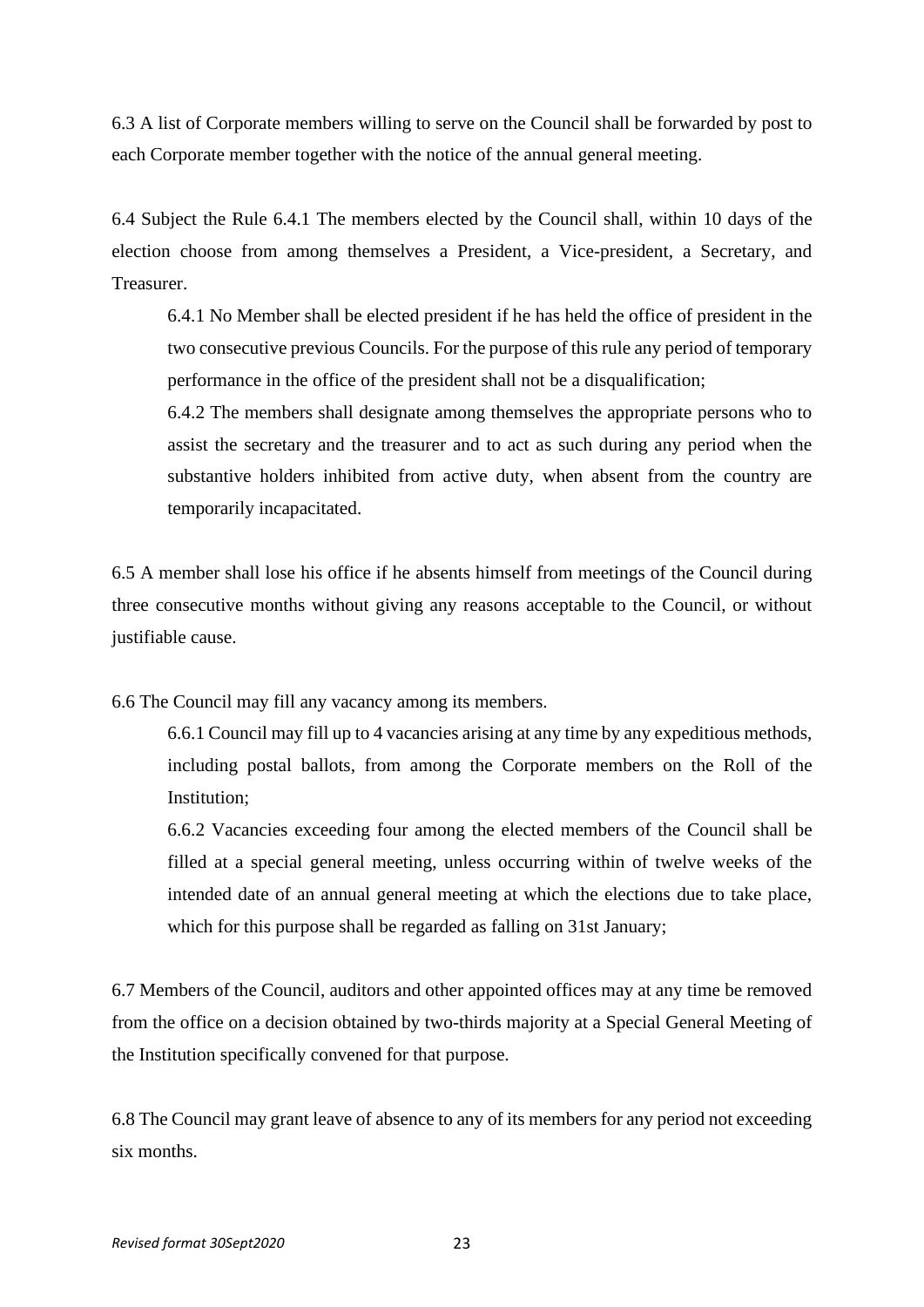6.3 A list of Corporate members willing to serve on the Council shall be forwarded by post to each Corporate member together with the notice of the annual general meeting.

6.4 Subject the Rule 6.4.1 The members elected by the Council shall, within 10 days of the election choose from among themselves a President, a Vice-president, a Secretary, and Treasurer.

> 6.4.1 No Member shall be elected president if he has held the office of president in the two consecutive previous Councils. For the purpose of this rule any period of temporary performance in the office of the president shall not be a disqualification;
>
> 6.4.2 The members shall designate among themselves the appropriate persons who to assist the secretary and the treasurer and to act as such during any period when the substantive holders inhibited from active duty, when absent from the country are temporarily incapacitated.

6.5 A member shall lose his office if he absents himself from meetings of the Council during three consecutive months without giving any reasons acceptable to the Council, or without justifiable cause.

6.6 The Council may fill any vacancy among its members.

> 6.6.1 Council may fill up to 4 vacancies arising at any time by any expeditious methods, including postal ballots, from among the Corporate members on the Roll of the Institution;
>
> 6.6.2 Vacancies exceeding four among the elected members of the Council shall be filled at a special general meeting, unless occurring within of twelve weeks of the intended date of an annual general meeting at which the elections due to take place, which for this purpose shall be regarded as falling on 31st January;

6.7 Members of the Council, auditors and other appointed offices may at any time be removed from the office on a decision obtained by two-thirds majority at a Special General Meeting of the Institution specifically convened for that purpose.

6.8 The Council may grant leave of absence to any of its members for any period not exceeding six months.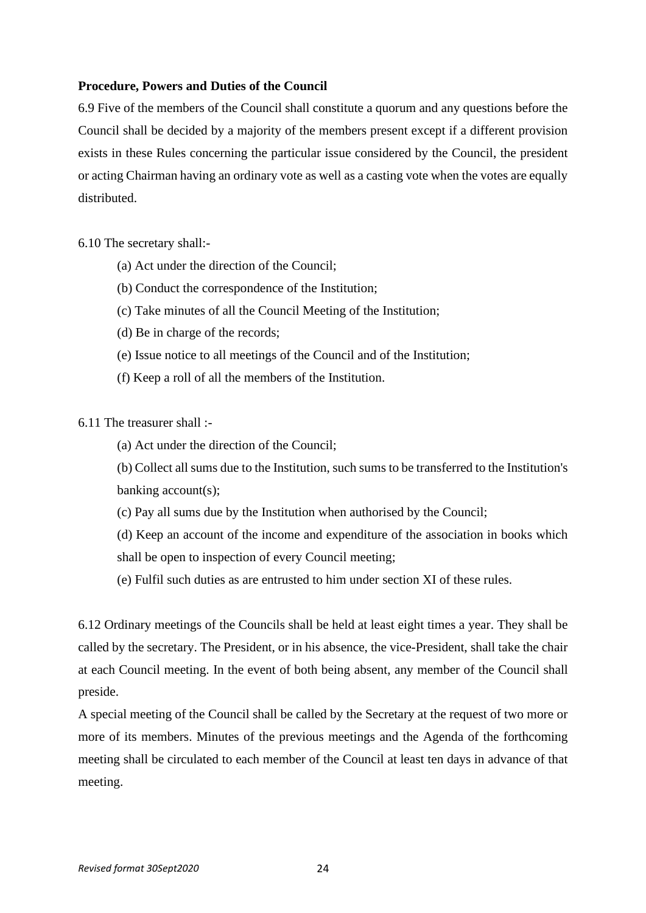**Procedure, Powers and Duties of the Council**

6.9 Five of the members of the Council shall constitute a quorum and any questions before the Council shall be decided by a majority of the members present except if a different provision exists in these Rules concerning the particular issue considered by the Council, the president or acting Chairman having an ordinary vote as well as a casting vote when the votes are equally distributed.

6.10 The secretary shall:-

(a) Act under the direction of the Council;

(b) Conduct the correspondence of the Institution;

(c) Take minutes of all the Council Meeting of the Institution;

(d) Be in charge of the records;

(e) Issue notice to all meetings of the Council and of the Institution;

(f) Keep a roll of all the members of the Institution.

6.11 The treasurer shall :-

(a) Act under the direction of the Council;

(b) Collect all sums due to the Institution, such sums to be transferred to the Institution's banking account(s);

(c) Pay all sums due by the Institution when authorised by the Council;

(d) Keep an account of the income and expenditure of the association in books which shall be open to inspection of every Council meeting;

(e) Fulfil such duties as are entrusted to him under section XI of these rules.

6.12 Ordinary meetings of the Councils shall be held at least eight times a year. They shall be called by the secretary. The President, or in his absence, the vice-President, shall take the chair at each Council meeting. In the event of both being absent, any member of the Council shall preside.

A special meeting of the Council shall be called by the Secretary at the request of two more or more of its members. Minutes of the previous meetings and the Agenda of the forthcoming meeting shall be circulated to each member of the Council at least ten days in advance of that meeting.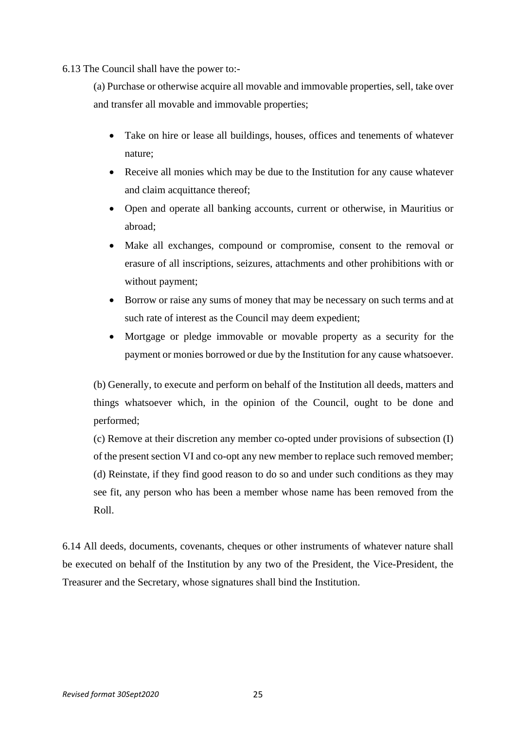6.13 The Council shall have the power to:-

(a) Purchase or otherwise acquire all movable and immovable properties, sell, take over and transfer all movable and immovable properties;

- Take on hire or lease all buildings, houses, offices and tenements of whatever nature;
- Receive all monies which may be due to the Institution for any cause whatever and claim acquittance thereof;
- Open and operate all banking accounts, current or otherwise, in Mauritius or abroad;
- Make all exchanges, compound or compromise, consent to the removal or erasure of all inscriptions, seizures, attachments and other prohibitions with or without payment;
- Borrow or raise any sums of money that may be necessary on such terms and at such rate of interest as the Council may deem expedient;
- Mortgage or pledge immovable or movable property as a security for the payment or monies borrowed or due by the Institution for any cause whatsoever.

(b) Generally, to execute and perform on behalf of the Institution all deeds, matters and things whatsoever which, in the opinion of the Council, ought to be done and performed;

(c) Remove at their discretion any member co-opted under provisions of subsection (I) of the present section VI and co-opt any new member to replace such removed member;

(d) Reinstate, if they find good reason to do so and under such conditions as they may see fit, any person who has been a member whose name has been removed from the Roll.

6.14 All deeds, documents, covenants, cheques or other instruments of whatever nature shall be executed on behalf of the Institution by any two of the President, the Vice-President, the Treasurer and the Secretary, whose signatures shall bind the Institution.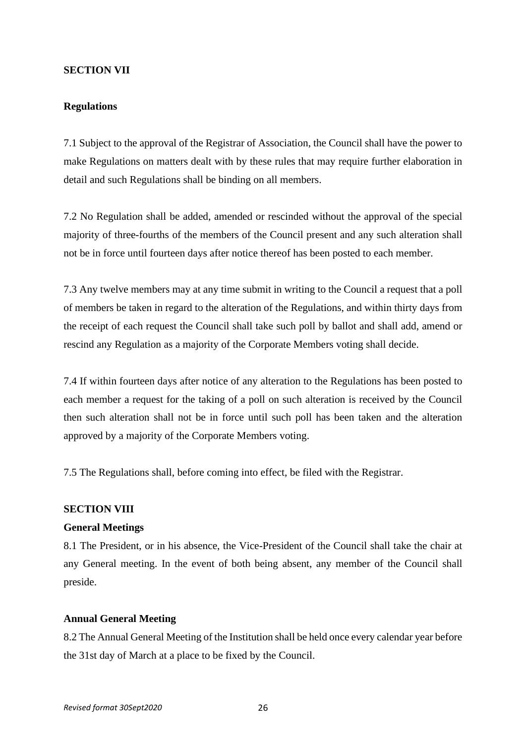## SECTION VII

### Regulations

7.1 Subject to the approval of the Registrar of Association, the Council shall have the power to make Regulations on matters dealt with by these rules that may require further elaboration in detail and such Regulations shall be binding on all members.

7.2 No Regulation shall be added, amended or rescinded without the approval of the special majority of three-fourths of the members of the Council present and any such alteration shall not be in force until fourteen days after notice thereof has been posted to each member.

7.3 Any twelve members may at any time submit in writing to the Council a request that a poll of members be taken in regard to the alteration of the Regulations, and within thirty days from the receipt of each request the Council shall take such poll by ballot and shall add, amend or rescind any Regulation as a majority of the Corporate Members voting shall decide.

7.4 If within fourteen days after notice of any alteration to the Regulations has been posted to each member a request for the taking of a poll on such alteration is received by the Council then such alteration shall not be in force until such poll has been taken and the alteration approved by a majority of the Corporate Members voting.

7.5 The Regulations shall, before coming into effect, be filed with the Registrar.

## SECTION VIII

### General Meetings

8.1 The President, or in his absence, the Vice-President of the Council shall take the chair at any General meeting. In the event of both being absent, any member of the Council shall preside.

### Annual General Meeting

8.2 The Annual General Meeting of the Institution shall be held once every calendar year before the 31st day of March at a place to be fixed by the Council.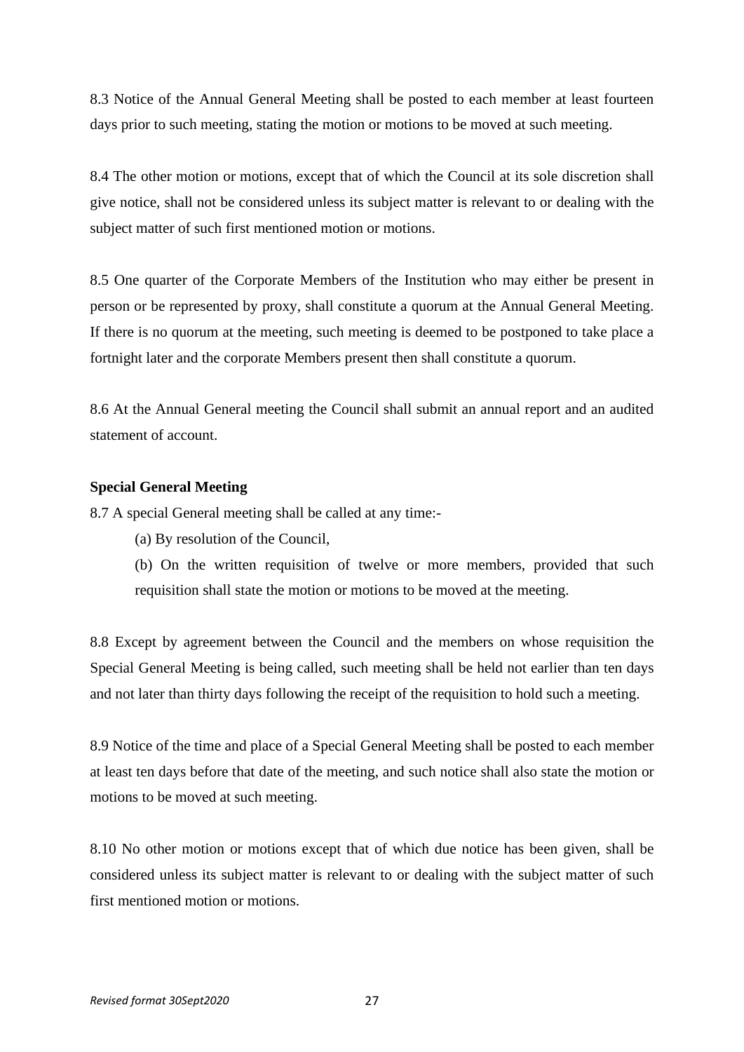8.3 Notice of the Annual General Meeting shall be posted to each member at least fourteen days prior to such meeting, stating the motion or motions to be moved at such meeting.

8.4 The other motion or motions, except that of which the Council at its sole discretion shall give notice, shall not be considered unless its subject matter is relevant to or dealing with the subject matter of such first mentioned motion or motions.

8.5 One quarter of the Corporate Members of the Institution who may either be present in person or be represented by proxy, shall constitute a quorum at the Annual General Meeting. If there is no quorum at the meeting, such meeting is deemed to be postponed to take place a fortnight later and the corporate Members present then shall constitute a quorum.

8.6 At the Annual General meeting the Council shall submit an annual report and an audited statement of account.

**Special General Meeting**

8.7 A special General meeting shall be called at any time:-

(a) By resolution of the Council,

(b) On the written requisition of twelve or more members, provided that such requisition shall state the motion or motions to be moved at the meeting.

8.8 Except by agreement between the Council and the members on whose requisition the Special General Meeting is being called, such meeting shall be held not earlier than ten days and not later than thirty days following the receipt of the requisition to hold such a meeting.

8.9 Notice of the time and place of a Special General Meeting shall be posted to each member at least ten days before that date of the meeting, and such notice shall also state the motion or motions to be moved at such meeting.

8.10 No other motion or motions except that of which due notice has been given, shall be considered unless its subject matter is relevant to or dealing with the subject matter of such first mentioned motion or motions.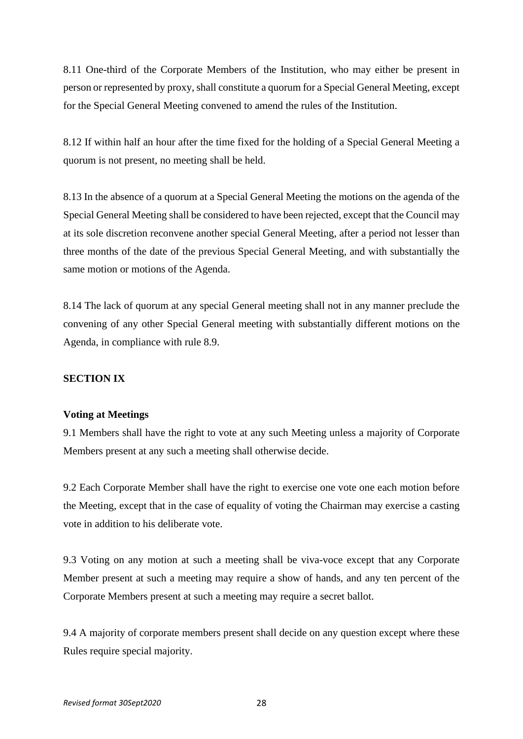8.11 One-third of the Corporate Members of the Institution, who may either be present in person or represented by proxy, shall constitute a quorum for a Special General Meeting, except for the Special General Meeting convened to amend the rules of the Institution.

8.12 If within half an hour after the time fixed for the holding of a Special General Meeting a quorum is not present, no meeting shall be held.

8.13 In the absence of a quorum at a Special General Meeting the motions on the agenda of the Special General Meeting shall be considered to have been rejected, except that the Council may at its sole discretion reconvene another special General Meeting, after a period not lesser than three months of the date of the previous Special General Meeting, and with substantially the same motion or motions of the Agenda.

8.14 The lack of quorum at any special General meeting shall not in any manner preclude the convening of any other Special General meeting with substantially different motions on the Agenda, in compliance with rule 8.9.

**SECTION IX**

**Voting at Meetings**

9.1 Members shall have the right to vote at any such Meeting unless a majority of Corporate Members present at any such a meeting shall otherwise decide.

9.2 Each Corporate Member shall have the right to exercise one vote one each motion before the Meeting, except that in the case of equality of voting the Chairman may exercise a casting vote in addition to his deliberate vote.

9.3 Voting on any motion at such a meeting shall be viva-voce except that any Corporate Member present at such a meeting may require a show of hands, and any ten percent of the Corporate Members present at such a meeting may require a secret ballot.

9.4 A majority of corporate members present shall decide on any question except where these Rules require special majority.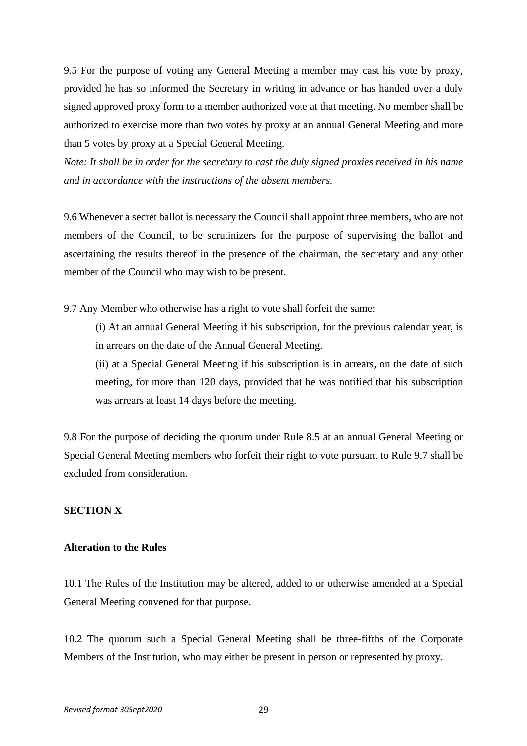9.5 For the purpose of voting any General Meeting a member may cast his vote by proxy, provided he has so informed the Secretary in writing in advance or has handed over a duly signed approved proxy form to a member authorized vote at that meeting. No member shall be authorized to exercise more than two votes by proxy at an annual General Meeting and more than 5 votes by proxy at a Special General Meeting.

*Note: It shall be in order for the secretary to cast the duly signed proxies received in his name and in accordance with the instructions of the absent members.*

9.6 Whenever a secret ballot is necessary the Council shall appoint three members, who are not members of the Council, to be scrutinizers for the purpose of supervising the ballot and ascertaining the results thereof in the presence of the chairman, the secretary and any other member of the Council who may wish to be present.

9.7 Any Member who otherwise has a right to vote shall forfeit the same:

(i) At an annual General Meeting if his subscription, for the previous calendar year, is in arrears on the date of the Annual General Meeting.

(ii) at a Special General Meeting if his subscription is in arrears, on the date of such meeting, for more than 120 days, provided that he was notified that his subscription was arrears at least 14 days before the meeting.

9.8 For the purpose of deciding the quorum under Rule 8.5 at an annual General Meeting or Special General Meeting members who forfeit their right to vote pursuant to Rule 9.7 shall be excluded from consideration.

**SECTION X**

**Alteration to the Rules**

10.1 The Rules of the Institution may be altered, added to or otherwise amended at a Special General Meeting convened for that purpose.

10.2 The quorum such a Special General Meeting shall be three-fifths of the Corporate Members of the Institution, who may either be present in person or represented by proxy.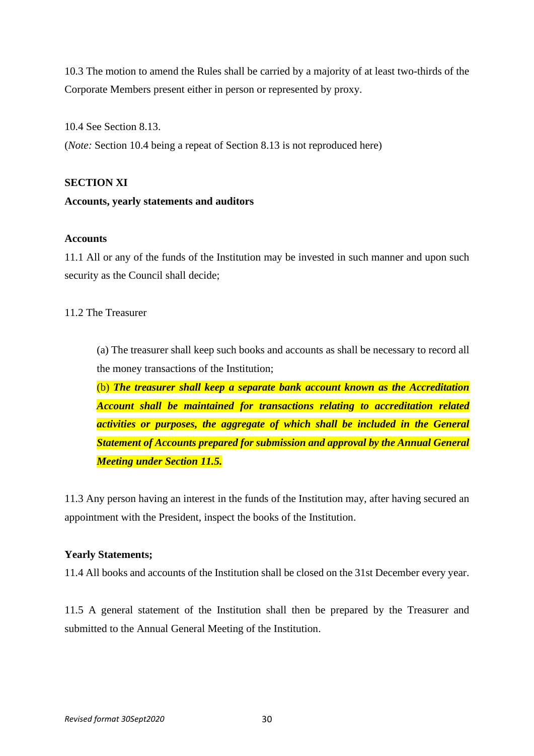10.3 The motion to amend the Rules shall be carried by a majority of at least two-thirds of the Corporate Members present either in person or represented by proxy.

10.4 See Section 8.13.
(*Note:* Section 10.4 being a repeat of Section 8.13 is not reproduced here)

**SECTION XI**
**Accounts, yearly statements and auditors**

**Accounts**
11.1 All or any of the funds of the Institution may be invested in such manner and upon such security as the Council shall decide;

11.2 The Treasurer

> (a) The treasurer shall keep such books and accounts as shall be necessary to record all the money transactions of the Institution;
> (b) ***The treasurer shall keep a separate bank account known as the Accreditation Account shall be maintained for transactions relating to accreditation related activities or purposes, the aggregate of which shall be included in the General Statement of Accounts prepared for submission and approval by the Annual General Meeting under Section 11.5.***

11.3 Any person having an interest in the funds of the Institution may, after having secured an appointment with the President, inspect the books of the Institution.

**Yearly Statements;**
11.4 All books and accounts of the Institution shall be closed on the 31st December every year.

11.5 A general statement of the Institution shall then be prepared by the Treasurer and submitted to the Annual General Meeting of the Institution.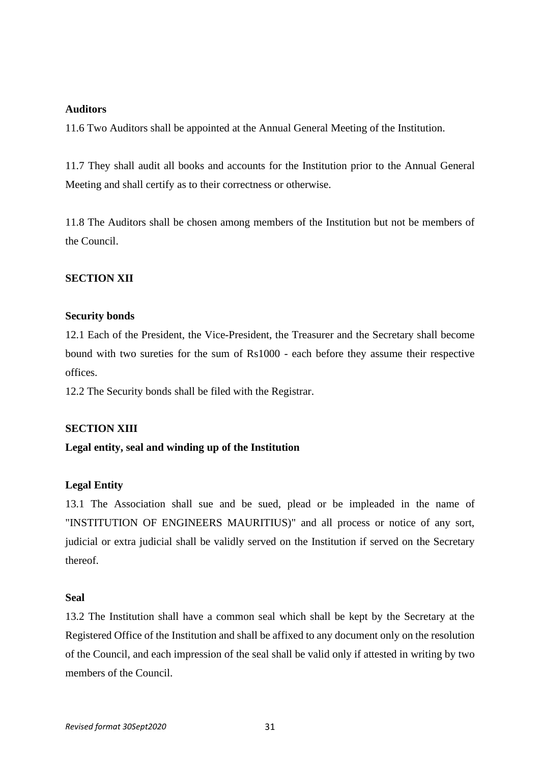**Auditors**

11.6 Two Auditors shall be appointed at the Annual General Meeting of the Institution.

11.7 They shall audit all books and accounts for the Institution prior to the Annual General Meeting and shall certify as to their correctness or otherwise.

11.8 The Auditors shall be chosen among members of the Institution but not be members of the Council.

**SECTION XII**

**Security bonds**

12.1 Each of the President, the Vice-President, the Treasurer and the Secretary shall become bound with two sureties for the sum of Rs1000 - each before they assume their respective offices.

12.2 The Security bonds shall be filed with the Registrar.

**SECTION XIII**

**Legal entity, seal and winding up of the Institution**

**Legal Entity**

13.1 The Association shall sue and be sued, plead or be impleaded in the name of "INSTITUTION OF ENGINEERS MAURITIUS)" and all process or notice of any sort, judicial or extra judicial shall be validly served on the Institution if served on the Secretary thereof.

**Seal**

13.2 The Institution shall have a common seal which shall be kept by the Secretary at the Registered Office of the Institution and shall be affixed to any document only on the resolution of the Council, and each impression of the seal shall be valid only if attested in writing by two members of the Council.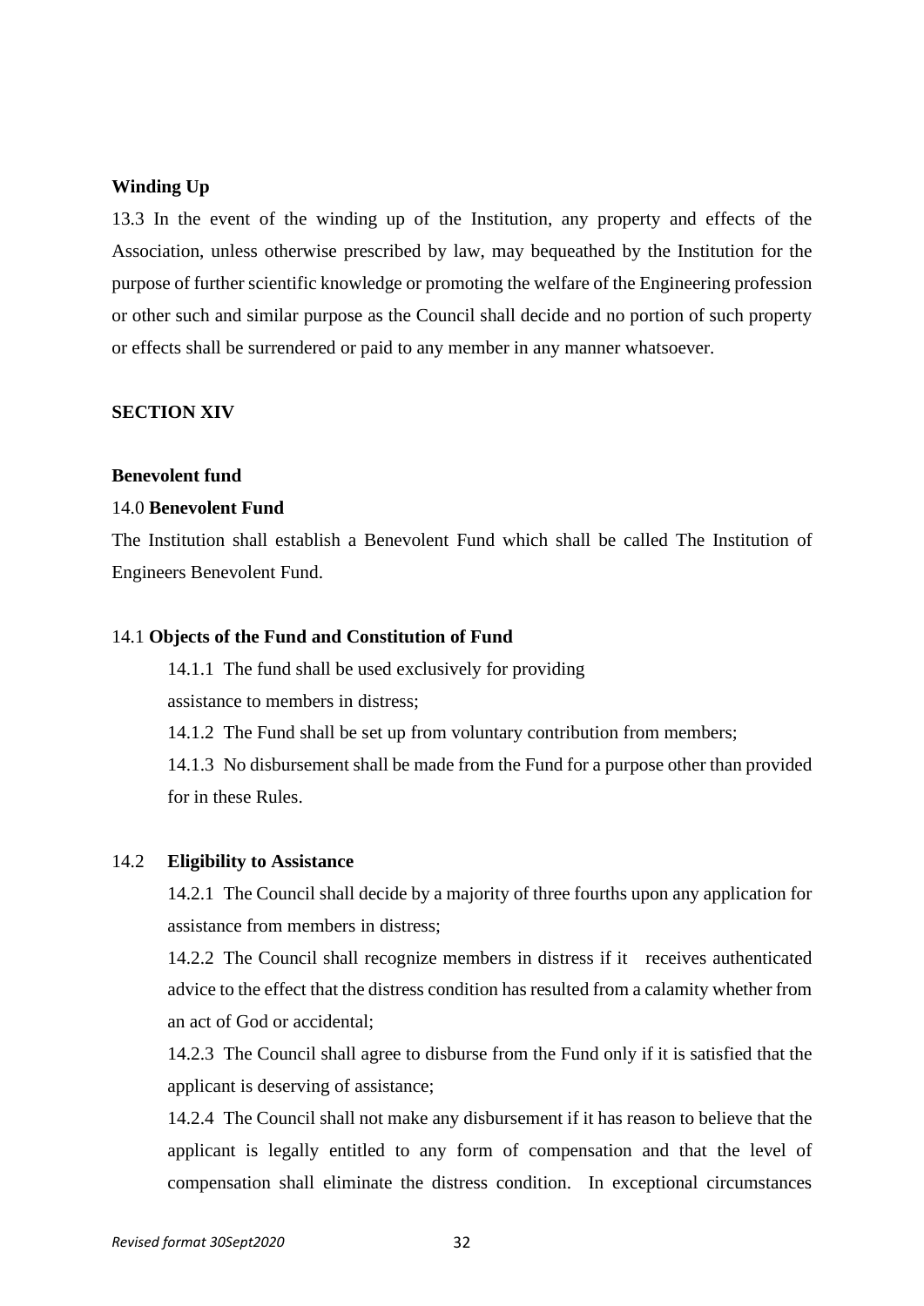**Winding Up**

13.3 In the event of the winding up of the Institution, any property and effects of the Association, unless otherwise prescribed by law, may bequeathed by the Institution for the purpose of further scientific knowledge or promoting the welfare of the Engineering profession or other such and similar purpose as the Council shall decide and no portion of such property or effects shall be surrendered or paid to any member in any manner whatsoever.

## SECTION XIV

**Benevolent fund**

14.0 **Benevolent Fund**

The Institution shall establish a Benevolent Fund which shall be called The Institution of Engineers Benevolent Fund.

14.1 **Objects of the Fund and Constitution of Fund**

> 14.1.1 The fund shall be used exclusively for providing assistance to members in distress;
>
> 14.1.2 The Fund shall be set up from voluntary contribution from members;
>
> 14.1.3 No disbursement shall be made from the Fund for a purpose other than provided for in these Rules.

14.2 **Eligibility to Assistance**

> 14.2.1 The Council shall decide by a majority of three fourths upon any application for assistance from members in distress;
>
> 14.2.2 The Council shall recognize members in distress if it receives authenticated advice to the effect that the distress condition has resulted from a calamity whether from an act of God or accidental;
>
> 14.2.3 The Council shall agree to disburse from the Fund only if it is satisfied that the applicant is deserving of assistance;
>
> 14.2.4 The Council shall not make any disbursement if it has reason to believe that the applicant is legally entitled to any form of compensation and that the level of compensation shall eliminate the distress condition. In exceptional circumstances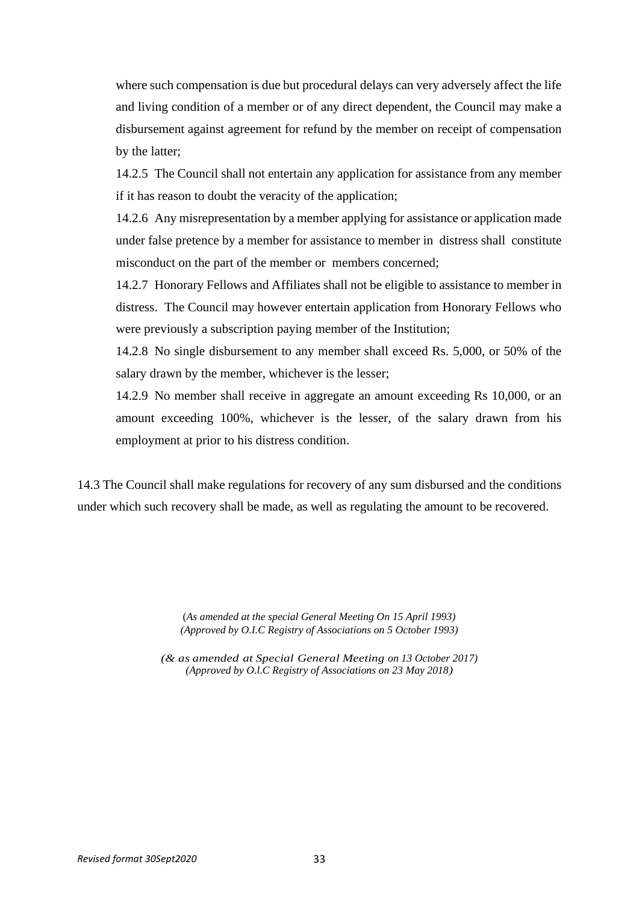where such compensation is due but procedural delays can very adversely affect the life and living condition of a member or of any direct dependent, the Council may make a disbursement against agreement for refund by the member on receipt of compensation by the latter;

14.2.5 The Council shall not entertain any application for assistance from any member if it has reason to doubt the veracity of the application;

14.2.6 Any misrepresentation by a member applying for assistance or application made under false pretence by a member for assistance to member in distress shall constitute misconduct on the part of the member or members concerned;

14.2.7 Honorary Fellows and Affiliates shall not be eligible to assistance to member in distress. The Council may however entertain application from Honorary Fellows who were previously a subscription paying member of the Institution;

14.2.8 No single disbursement to any member shall exceed Rs. 5,000, or 50% of the salary drawn by the member, whichever is the lesser;

14.2.9 No member shall receive in aggregate an amount exceeding Rs 10,000, or an amount exceeding 100%, whichever is the lesser, of the salary drawn from his employment at prior to his distress condition.

14.3 The Council shall make regulations for recovery of any sum disbursed and the conditions under which such recovery shall be made, as well as regulating the amount to be recovered.

*(As amended at the special General Meeting On 15 April 1993)*
*(Approved by O.I.C Registry of Associations on 5 October 1993)*

*(& as amended at Special General Meeting on 13 October 2017)*
*(Approved by O.I.C Registry of Associations on 23 May 2018)*

*Revised format 30Sept2020*